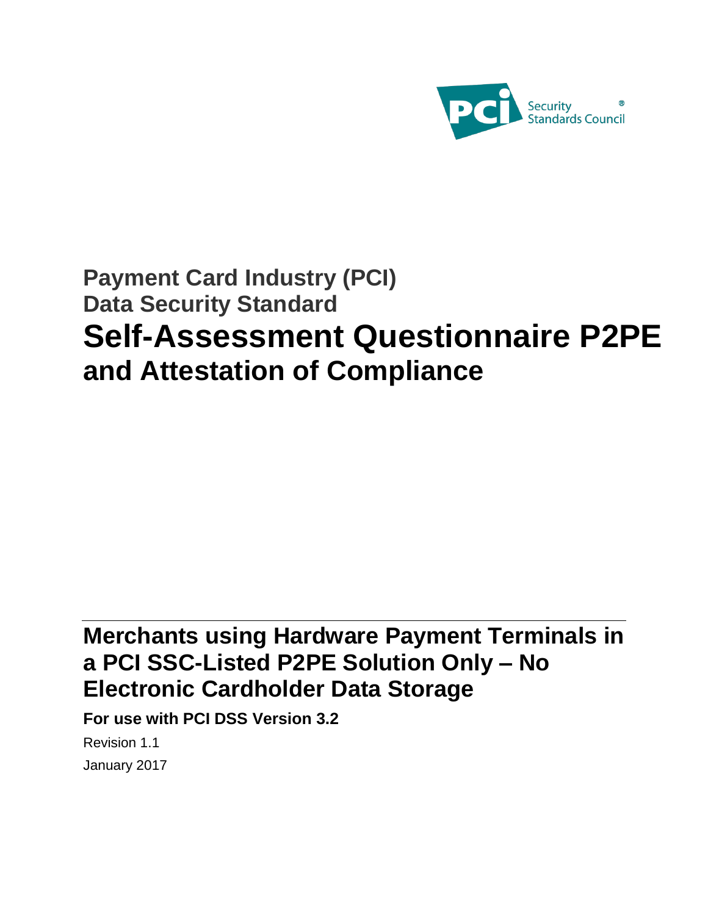# Payment Card Industry (PCI) Data Security Standard

# Self-Assessment Questionnaire P2PE and Attestation of Compliance

## Merchants using Hardware Payment Terminals in a PCI SSC-Listed P2PE Solution Only – No Electronic Cardholder Data Storage

**For use with PCI DSS Version 3.2**

Revision 1.1

January 2017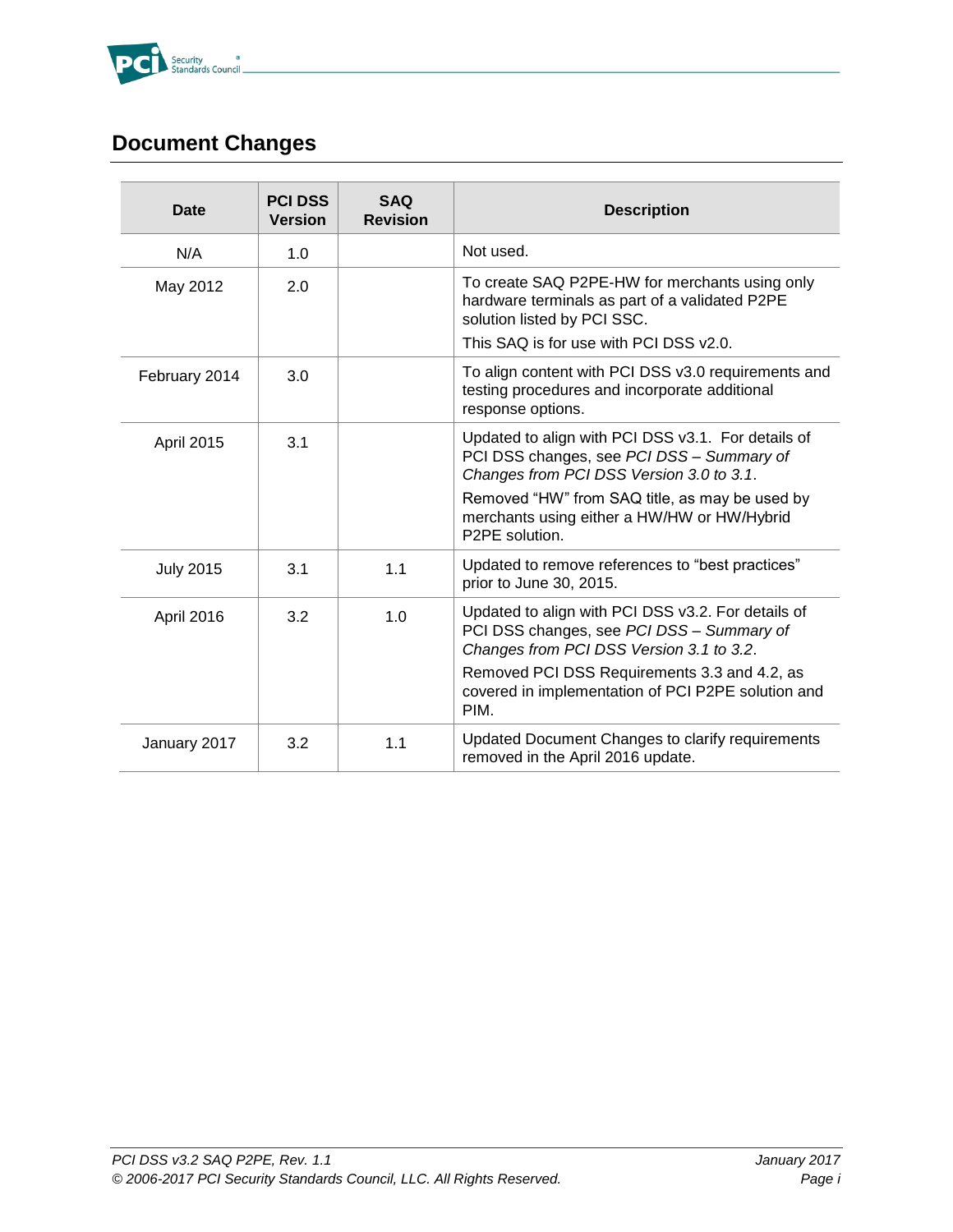# Document Changes

| Date | PCI DSS Version | SAQ Revision | Description |
|---|---|---|---|
| N/A | 1.0 | | Not used. |
| May 2012 | 2.0 | | To create SAQ P2PE-HW for merchants using only hardware terminals as part of a validated P2PE solution listed by PCI SSC.<br>This SAQ is for use with PCI DSS v2.0. |
| February 2014 | 3.0 | | To align content with PCI DSS v3.0 requirements and testing procedures and incorporate additional response options. |
| April 2015 | 3.1 | | Updated to align with PCI DSS v3.1. For details of PCI DSS changes, see *PCI DSS – Summary of Changes from PCI DSS Version 3.0 to 3.1*.<br>Removed “HW” from SAQ title, as may be used by merchants using either a HW/HW or HW/Hybrid P2PE solution. |
| July 2015 | 3.1 | 1.1 | Updated to remove references to “best practices” prior to June 30, 2015. |
| April 2016 | 3.2 | 1.0 | Updated to align with PCI DSS v3.2. For details of PCI DSS changes, see *PCI DSS – Summary of Changes from PCI DSS Version 3.1 to 3.2*.<br>Removed PCI DSS Requirements 3.3 and 4.2, as covered in implementation of PCI P2PE solution and PIM. |
| January 2017 | 3.2 | 1.1 | Updated Document Changes to clarify requirements removed in the April 2016 update. |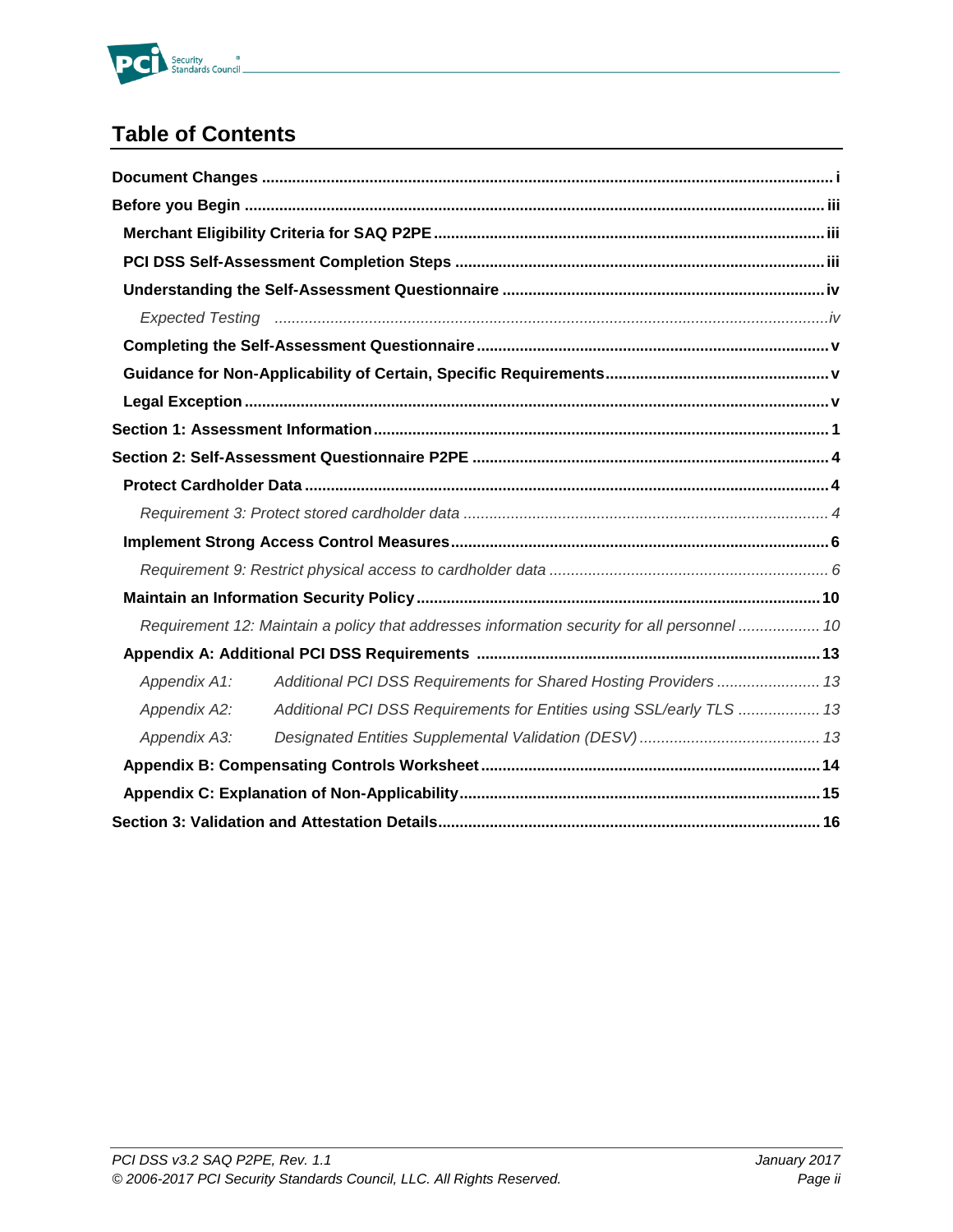# Table of Contents

**Document Changes** .................................................................................................................... i

**Before you Begin** ..................................................................................................................... iii

- **Merchant Eligibility Criteria for SAQ P2PE** ........................................................................... iii
- **PCI DSS Self-Assessment Completion Steps** ......................................................................... iii
- **Understanding the Self-Assessment Questionnaire** ............................................................... iv
  - *Expected Testing* ................................................................................................................. *iv*
- **Completing the Self-Assessment Questionnaire** ..................................................................... v
- **Guidance for Non-Applicability of Certain, Specific Requirements** ........................................ v
- **Legal Exception** ..................................................................................................................... v

**Section 1: Assessment Information** ........................................................................................ 1

**Section 2: Self-Assessment Questionnaire P2PE** ..................................................................... 4

- **Protect Cardholder Data** ......................................................................................................... 4
  - *Requirement 3: Protect stored cardholder data* .................................................................... *4*
- **Implement Strong Access Control Measures** ......................................................................... 6
  - *Requirement 9: Restrict physical access to cardholder data* ................................................ *6*
- **Maintain an Information Security Policy** ............................................................................... 10
  - *Requirement 12: Maintain a policy that addresses information security for all personnel* ... *10*
- **Appendix A: Additional PCI DSS Requirements** ................................................................... 13
  - *Appendix A1: Additional PCI DSS Requirements for Shared Hosting Providers* .................. *13*
  - *Appendix A2: Additional PCI DSS Requirements for Entities using SSL/early TLS* .............. *13*
  - *Appendix A3: Designated Entities Supplemental Validation (DESV)* ................................... *13*
- **Appendix B: Compensating Controls Worksheet** .................................................................. 14
- **Appendix C: Explanation of Non-Applicability** ...................................................................... 15

**Section 3: Validation and Attestation Details** ......................................................................... 16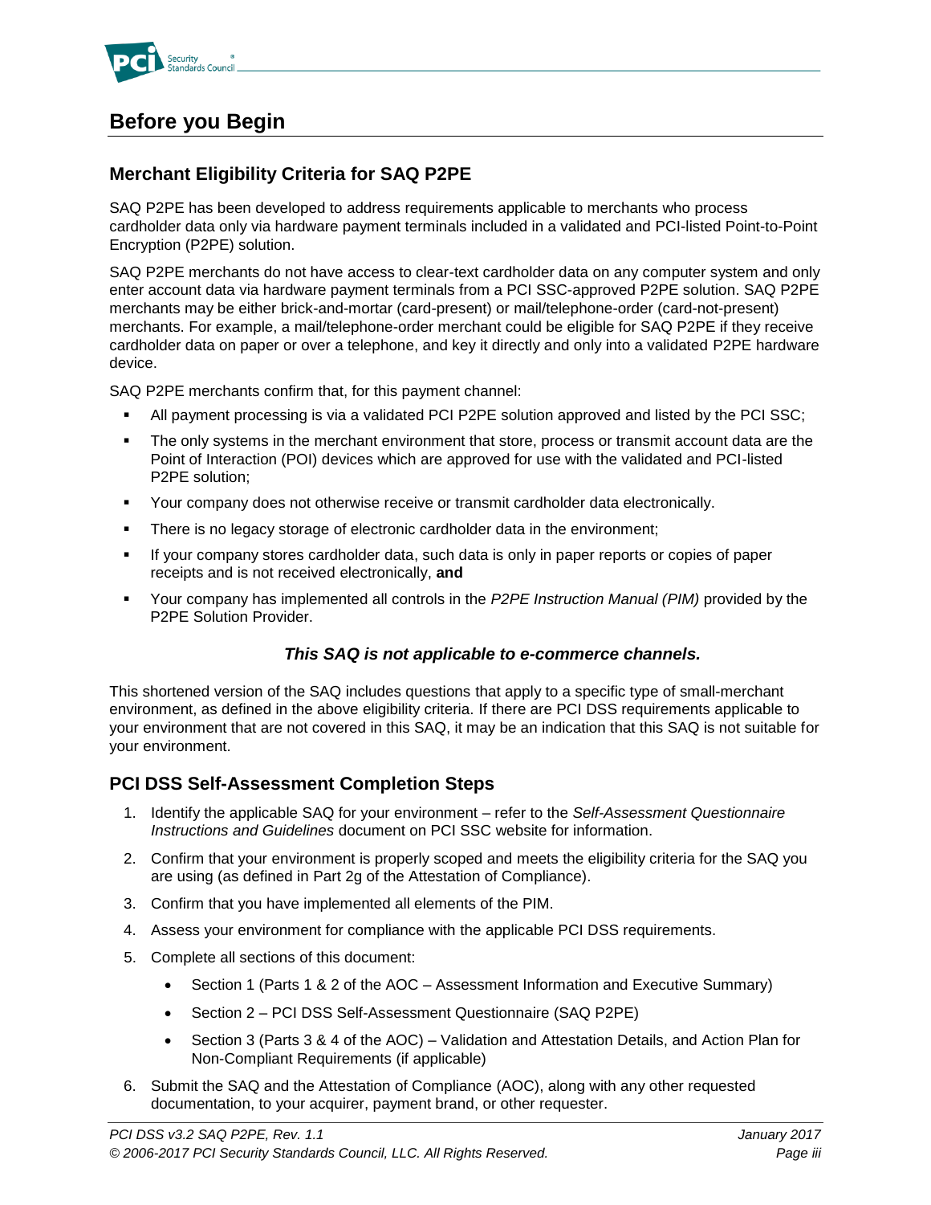# Before you Begin

## Merchant Eligibility Criteria for SAQ P2PE

SAQ P2PE has been developed to address requirements applicable to merchants who process cardholder data only via hardware payment terminals included in a validated and PCI-listed Point-to-Point Encryption (P2PE) solution.

SAQ P2PE merchants do not have access to clear-text cardholder data on any computer system and only enter account data via hardware payment terminals from a PCI SSC-approved P2PE solution. SAQ P2PE merchants may be either brick-and-mortar (card-present) or mail/telephone-order (card-not-present) merchants. For example, a mail/telephone-order merchant could be eligible for SAQ P2PE if they receive cardholder data on paper or over a telephone, and key it directly and only into a validated P2PE hardware device.

SAQ P2PE merchants confirm that, for this payment channel:

- All payment processing is via a validated PCI P2PE solution approved and listed by the PCI SSC;
- The only systems in the merchant environment that store, process or transmit account data are the Point of Interaction (POI) devices which are approved for use with the validated and PCI-listed P2PE solution;
- Your company does not otherwise receive or transmit cardholder data electronically.
- There is no legacy storage of electronic cardholder data in the environment;
- If your company stores cardholder data, such data is only in paper reports or copies of paper receipts and is not received electronically, **and**
- Your company has implemented all controls in the *P2PE Instruction Manual (PIM)* provided by the P2PE Solution Provider.

***This SAQ is not applicable to e-commerce channels.***

This shortened version of the SAQ includes questions that apply to a specific type of small-merchant environment, as defined in the above eligibility criteria. If there are PCI DSS requirements applicable to your environment that are not covered in this SAQ, it may be an indication that this SAQ is not suitable for your environment.

## PCI DSS Self-Assessment Completion Steps

1. Identify the applicable SAQ for your environment – refer to the *Self-Assessment Questionnaire Instructions and Guidelines* document on PCI SSC website for information.
2. Confirm that your environment is properly scoped and meets the eligibility criteria for the SAQ you are using (as defined in Part 2g of the Attestation of Compliance).
3. Confirm that you have implemented all elements of the PIM.
4. Assess your environment for compliance with the applicable PCI DSS requirements.
5. Complete all sections of this document:
    - Section 1 (Parts 1 & 2 of the AOC – Assessment Information and Executive Summary)
    - Section 2 – PCI DSS Self-Assessment Questionnaire (SAQ P2PE)
    - Section 3 (Parts 3 & 4 of the AOC) – Validation and Attestation Details, and Action Plan for Non-Compliant Requirements (if applicable)
6. Submit the SAQ and the Attestation of Compliance (AOC), along with any other requested documentation, to your acquirer, payment brand, or other requester.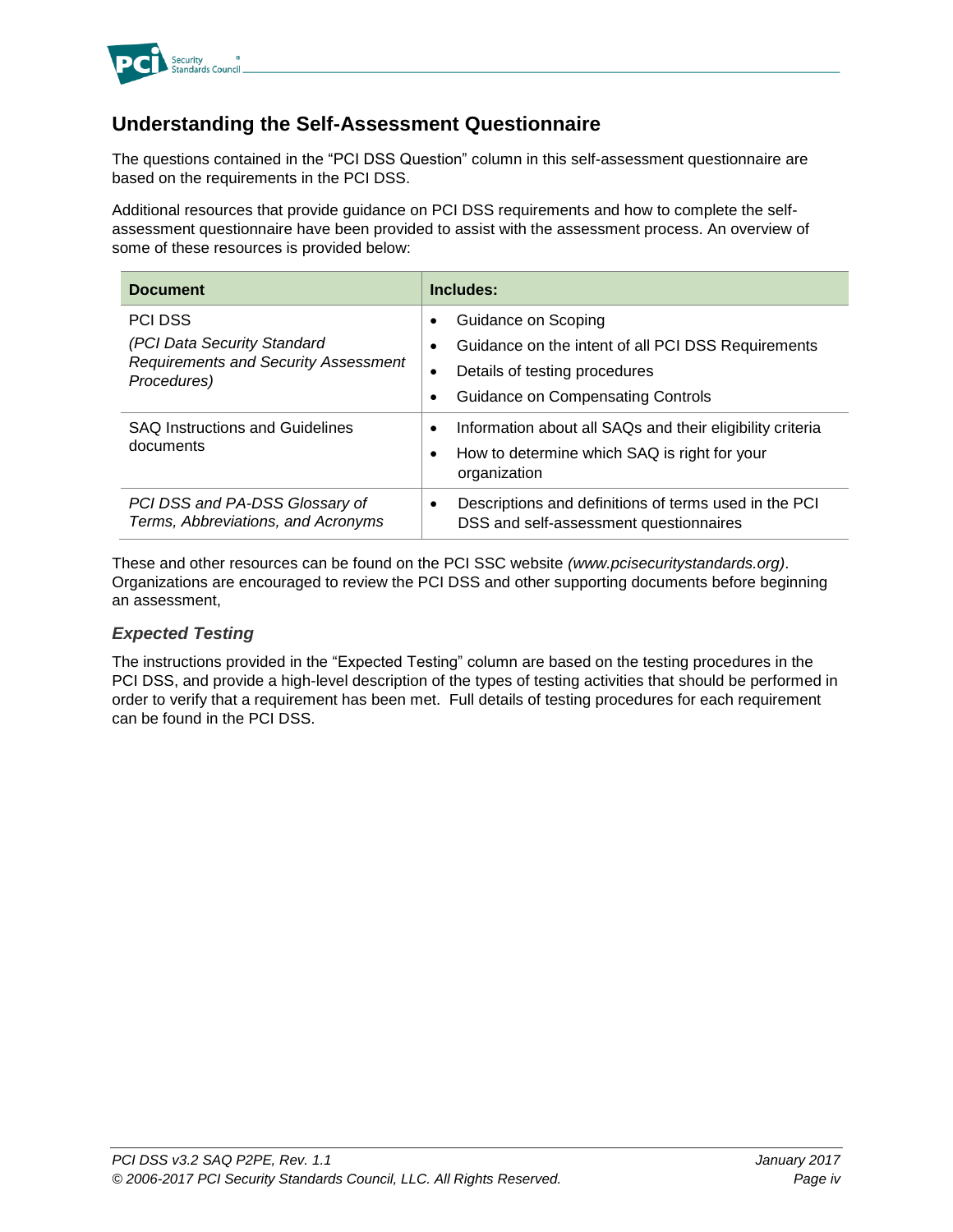## Understanding the Self-Assessment Questionnaire

The questions contained in the "PCI DSS Question" column in this self-assessment questionnaire are based on the requirements in the PCI DSS.

Additional resources that provide guidance on PCI DSS requirements and how to complete the self-assessment questionnaire have been provided to assist with the assessment process. An overview of some of these resources is provided below:

| Document | Includes: |
|---|---|
| PCI DSS<br>*(PCI Data Security Standard Requirements and Security Assessment Procedures)* | • Guidance on Scoping<br>• Guidance on the intent of all PCI DSS Requirements<br>• Details of testing procedures<br>• Guidance on Compensating Controls |
| SAQ Instructions and Guidelines documents | • Information about all SAQs and their eligibility criteria<br>• How to determine which SAQ is right for your organization |
| *PCI DSS and PA-DSS Glossary of Terms, Abbreviations, and Acronyms* | • Descriptions and definitions of terms used in the PCI DSS and self-assessment questionnaires |

These and other resources can be found on the PCI SSC website *(www.pcisecuritystandards.org)*. Organizations are encouraged to review the PCI DSS and other supporting documents before beginning an assessment,

### *Expected Testing*

The instructions provided in the "Expected Testing" column are based on the testing procedures in the PCI DSS, and provide a high-level description of the types of testing activities that should be performed in order to verify that a requirement has been met. Full details of testing procedures for each requirement can be found in the PCI DSS.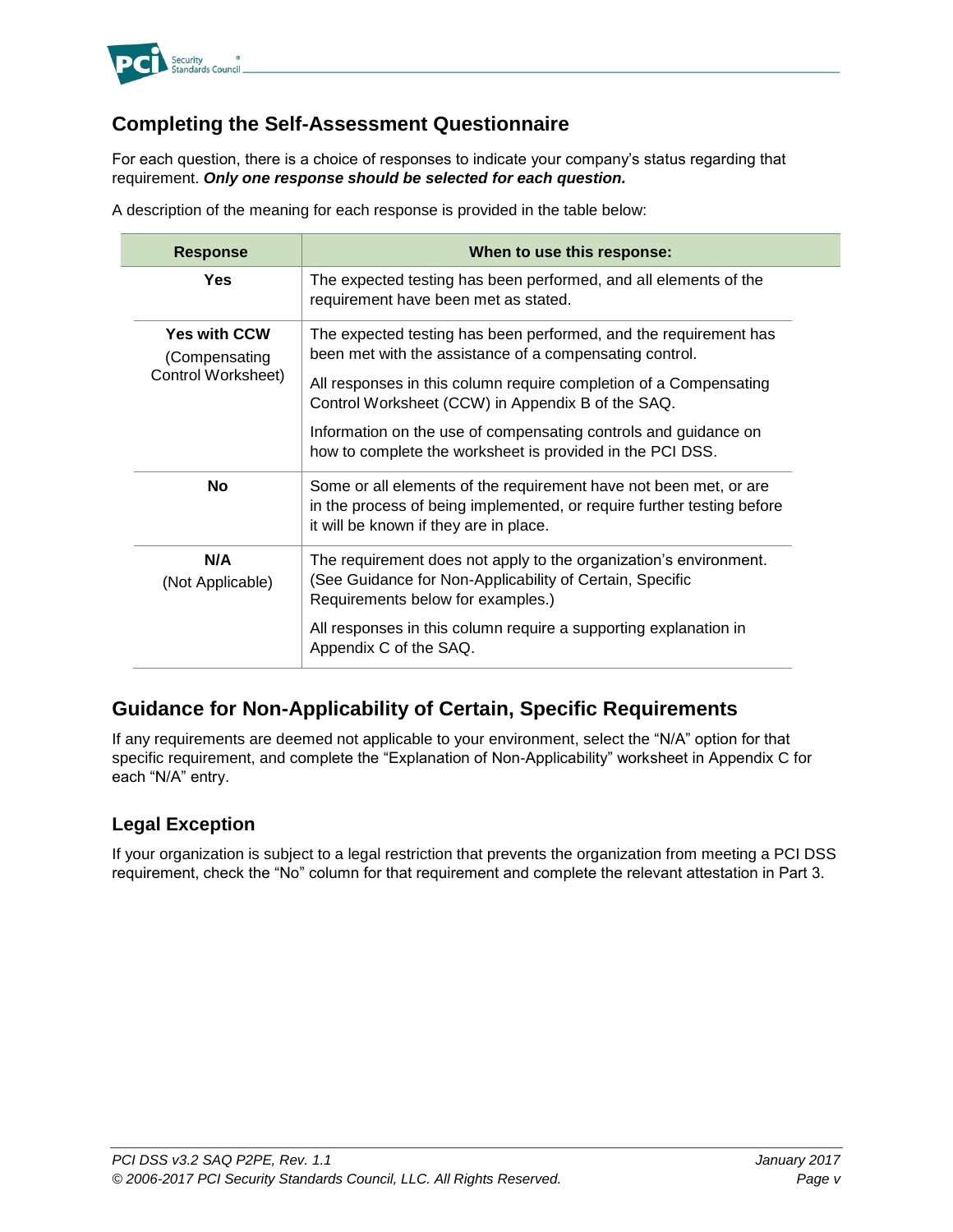## Completing the Self-Assessment Questionnaire

For each question, there is a choice of responses to indicate your company's status regarding that requirement. ***Only one response should be selected for each question.***

A description of the meaning for each response is provided in the table below:

| Response | When to use this response: |
|---|---|
| **Yes** | The expected testing has been performed, and all elements of the requirement have been met as stated. |
| **Yes with CCW** (Compensating Control Worksheet) | The expected testing has been performed, and the requirement has been met with the assistance of a compensating control.<br><br>All responses in this column require completion of a Compensating Control Worksheet (CCW) in Appendix B of the SAQ.<br><br>Information on the use of compensating controls and guidance on how to complete the worksheet is provided in the PCI DSS. |
| **No** | Some or all elements of the requirement have not been met, or are in the process of being implemented, or require further testing before it will be known if they are in place. |
| **N/A** (Not Applicable) | The requirement does not apply to the organization's environment. (See Guidance for Non-Applicability of Certain, Specific Requirements below for examples.)<br><br>All responses in this column require a supporting explanation in Appendix C of the SAQ. |

## Guidance for Non-Applicability of Certain, Specific Requirements

If any requirements are deemed not applicable to your environment, select the "N/A" option for that specific requirement, and complete the "Explanation of Non-Applicability" worksheet in Appendix C for each "N/A" entry.

### Legal Exception

If your organization is subject to a legal restriction that prevents the organization from meeting a PCI DSS requirement, check the "No" column for that requirement and complete the relevant attestation in Part 3.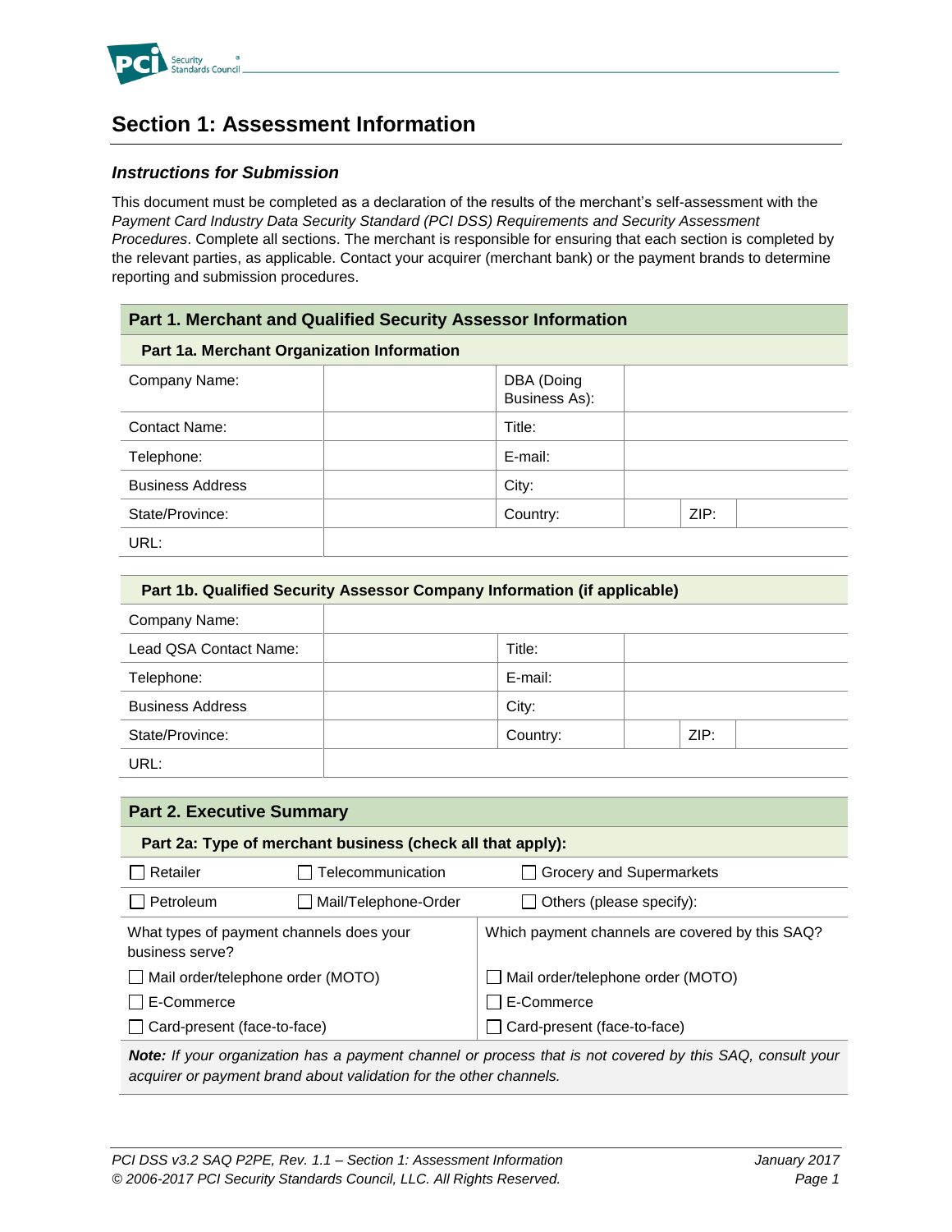# Section 1: Assessment Information

### *Instructions for Submission*

This document must be completed as a declaration of the results of the merchant's self-assessment with the *Payment Card Industry Data Security Standard (PCI DSS) Requirements and Security Assessment Procedures*. Complete all sections. The merchant is responsible for ensuring that each section is completed by the relevant parties, as applicable. Contact your acquirer (merchant bank) or the payment brands to determine reporting and submission procedures.

| **Part 1. Merchant and Qualified Security Assessor Information** | | | | | |
|---|---|---|---|---|---|
| **Part 1a. Merchant Organization Information** | | | | | |
| Company Name: | | DBA (Doing Business As): | | | |
| Contact Name: | | Title: | | | |
| Telephone: | | E-mail: | | | |
| Business Address | | City: | | | |
| State/Province: | | Country: | | ZIP: | |
| URL: | | | | | |

| **Part 1b. Qualified Security Assessor Company Information (if applicable)** | | | | | |
|---|---|---|---|---|---|
| Company Name: | | | | | |
| Lead QSA Contact Name: | | Title: | | | |
| Telephone: | | E-mail: | | | |
| Business Address | | City: | | | |
| State/Province: | | Country: | | ZIP: | |
| URL: | | | | | |

| **Part 2. Executive Summary** | | |
|---|---|---|
| **Part 2a: Type of merchant business (check all that apply):** | | |
| ☐ Retailer | ☐ Telecommunication | ☐ Grocery and Supermarkets |
| ☐ Petroleum | ☐ Mail/Telephone-Order | ☐ Others (please specify): |

| What types of payment channels does your business serve? | Which payment channels are covered by this SAQ? |
|---|---|
| ☐ Mail order/telephone order (MOTO) | ☐ Mail order/telephone order (MOTO) |
| ☐ E-Commerce | ☐ E-Commerce |
| ☐ Card-present (face-to-face) | ☐ Card-present (face-to-face) |

***Note:*** *If your organization has a payment channel or process that is not covered by this SAQ, consult your acquirer or payment brand about validation for the other channels.*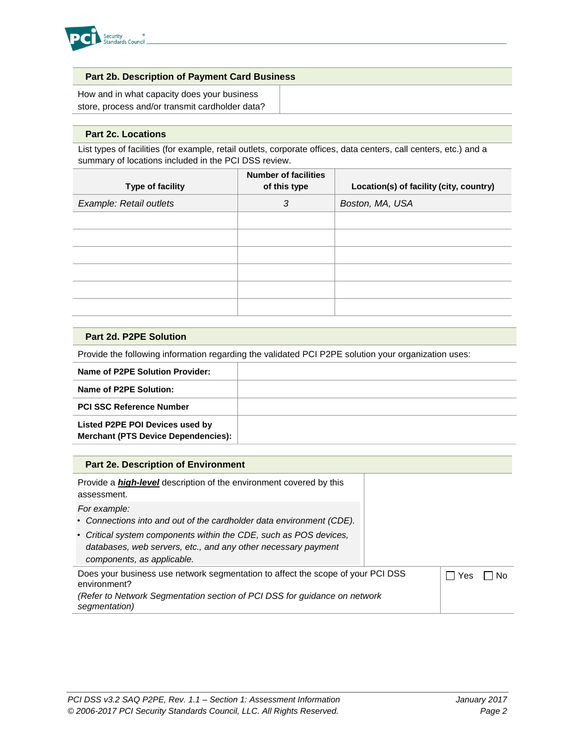| **Part 2b. Description of Payment Card Business** | |
|---|---|
| How and in what capacity does your business store, process and/or transmit cardholder data? | |

**Part 2c. Locations**

List types of facilities (for example, retail outlets, corporate offices, data centers, call centers, etc.) and a summary of locations included in the PCI DSS review.

| Type of facility | Number of facilities of this type | Location(s) of facility (city, country) |
|---|---|---|
| *Example: Retail outlets* | *3* | *Boston, MA, USA* |
| | | |
| | | |
| | | |
| | | |
| | | |
| | | |

**Part 2d. P2PE Solution**

Provide the following information regarding the validated PCI P2PE solution your organization uses:

| | |
|---|---|
| **Name of P2PE Solution Provider:** | |
| **Name of P2PE Solution:** | |
| **PCI SSC Reference Number** | |
| **Listed P2PE POI Devices used by Merchant (PTS Device Dependencies):** | |

| **Part 2e. Description of Environment** | |
|---|---|
| Provide a ***high-level*** description of the environment covered by this assessment.<br>*For example:*<br>• *Connections into and out of the cardholder data environment (CDE).*<br>• *Critical system components within the CDE, such as POS devices, databases, web servers, etc., and any other necessary payment components, as applicable.* | |
| Does your business use network segmentation to affect the scope of your PCI DSS environment?<br>*(Refer to Network Segmentation section of PCI DSS for guidance on network segmentation)* | ☐ Yes ☐ No |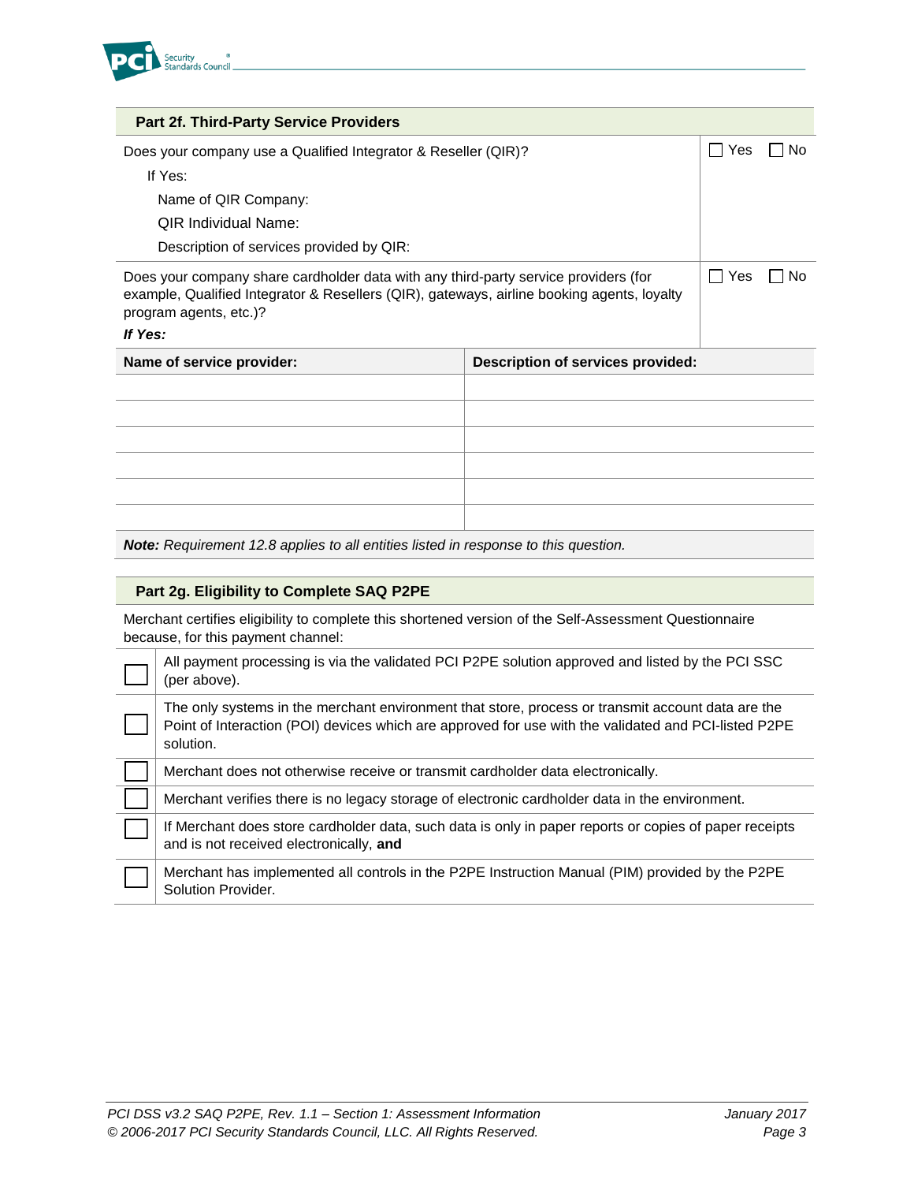### Part 2f. Third-Party Service Providers

| Does your company use a Qualified Integrator & Reseller (QIR)? | ☐ Yes ☐ No |
|---|---|
| If Yes: | |
| Name of QIR Company: | |
| QIR Individual Name: | |
| Description of services provided by QIR: | |

| Does your company share cardholder data with any third-party service providers (for example, Qualified Integrator & Resellers (QIR), gateways, airline booking agents, loyalty program agents, etc.)? | ☐ Yes ☐ No |
|---|---|

***If Yes:***

| **Name of service provider:** | **Description of services provided:** |
|---|---|
| | |
| | |
| | |
| | |
| | |
| | |

***Note:*** *Requirement 12.8 applies to all entities listed in response to this question.*

### Part 2g. Eligibility to Complete SAQ P2PE

Merchant certifies eligibility to complete this shortened version of the Self-Assessment Questionnaire because, for this payment channel:

| | |
|---|---|
| ☐ | All payment processing is via the validated PCI P2PE solution approved and listed by the PCI SSC (per above). |
| ☐ | The only systems in the merchant environment that store, process or transmit account data are the Point of Interaction (POI) devices which are approved for use with the validated and PCI-listed P2PE solution. |
| ☐ | Merchant does not otherwise receive or transmit cardholder data electronically. |
| ☐ | Merchant verifies there is no legacy storage of electronic cardholder data in the environment. |
| ☐ | If Merchant does store cardholder data, such data is only in paper reports or copies of paper receipts and is not received electronically, **and** |
| ☐ | Merchant has implemented all controls in the P2PE Instruction Manual (PIM) provided by the P2PE Solution Provider. |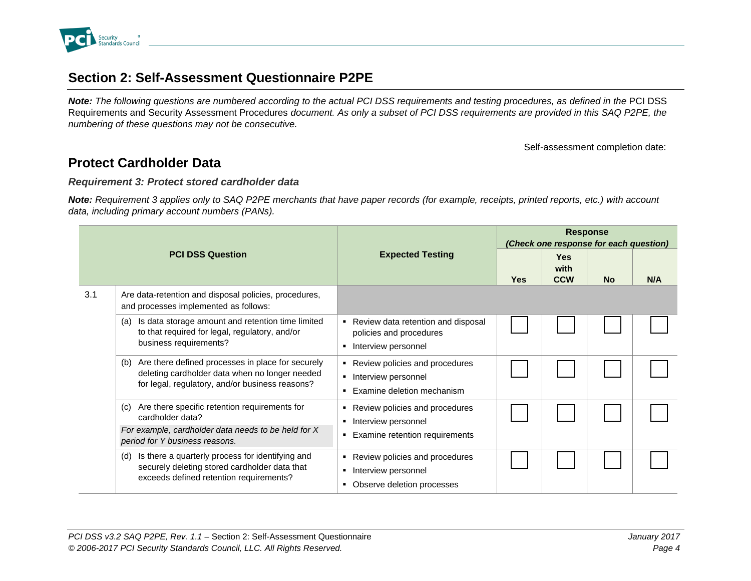# Section 2: Self-Assessment Questionnaire P2PE

***Note:*** *The following questions are numbered according to the actual PCI DSS requirements and testing procedures, as defined in the* PCI DSS Requirements and Security Assessment Procedures *document. As only a subset of PCI DSS requirements are provided in this SAQ P2PE, the numbering of these questions may not be consecutive.*

Self-assessment completion date:

## Protect Cardholder Data

### *Requirement 3: Protect stored cardholder data*

***Note:*** *Requirement 3 applies only to SAQ P2PE merchants that have paper records (for example, receipts, printed reports, etc.) with account data, including primary account numbers (PANs).*

| PCI DSS Question | | Expected Testing | Response *(Check one response for each question)* | | | |
|---|---|---|---|---|---|---|
| | | | Yes | Yes with CCW | No | N/A |
| 3.1 | Are data-retention and disposal policies, procedures, and processes implemented as follows: | | | | | |
| | (a) Is data storage amount and retention time limited to that required for legal, regulatory, and/or business requirements? | ▪ Review data retention and disposal policies and procedures<br>▪ Interview personnel | ☐ | ☐ | ☐ | ☐ |
| | (b) Are there defined processes in place for securely deleting cardholder data when no longer needed for legal, regulatory, and/or business reasons? | ▪ Review policies and procedures<br>▪ Interview personnel<br>▪ Examine deletion mechanism | ☐ | ☐ | ☐ | ☐ |
| | (c) Are there specific retention requirements for cardholder data?<br>*For example, cardholder data needs to be held for X period for Y business reasons.* | ▪ Review policies and procedures<br>▪ Interview personnel<br>▪ Examine retention requirements | ☐ | ☐ | ☐ | ☐ |
| | (d) Is there a quarterly process for identifying and securely deleting stored cardholder data that exceeds defined retention requirements? | ▪ Review policies and procedures<br>▪ Interview personnel<br>▪ Observe deletion processes | ☐ | ☐ | ☐ | ☐ |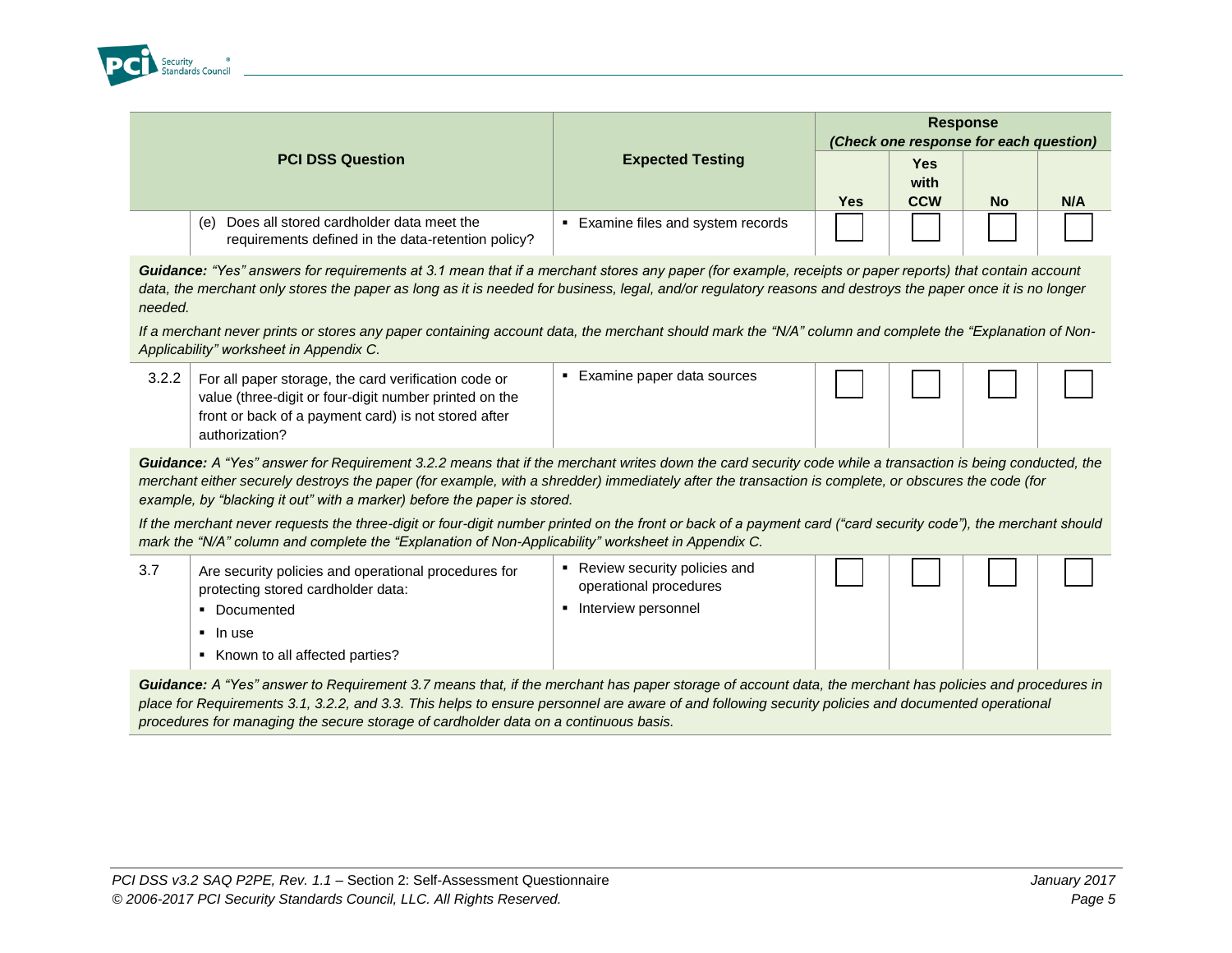| | PCI DSS Question | Expected Testing | Response (Check one response for each question) | | | |
|---|---|---|---|---|---|---|
| | | | Yes | Yes with CCW | No | N/A |
| | (e) Does all stored cardholder data meet the requirements defined in the data-retention policy? | ▪ Examine files and system records | ☐ | ☐ | ☐ | ☐ |

***Guidance:*** *"Yes" answers for requirements at 3.1 mean that if a merchant stores any paper (for example, receipts or paper reports) that contain account data, the merchant only stores the paper as long as it is needed for business, legal, and/or regulatory reasons and destroys the paper once it is no longer needed.*

*If a merchant never prints or stores any paper containing account data, the merchant should mark the "N/A" column and complete the "Explanation of Non-Applicability" worksheet in Appendix C.*

| | PCI DSS Question | Expected Testing | Yes | Yes with CCW | No | N/A |
|---|---|---|---|---|---|---|
| 3.2.2 | For all paper storage, the card verification code or value (three-digit or four-digit number printed on the front or back of a payment card) is not stored after authorization? | ▪ Examine paper data sources | ☐ | ☐ | ☐ | ☐ |

***Guidance:*** *A "Yes" answer for Requirement 3.2.2 means that if the merchant writes down the card security code while a transaction is being conducted, the merchant either securely destroys the paper (for example, with a shredder) immediately after the transaction is complete, or obscures the code (for example, by "blacking it out" with a marker) before the paper is stored.*

*If the merchant never requests the three-digit or four-digit number printed on the front or back of a payment card ("card security code"), the merchant should mark the "N/A" column and complete the "Explanation of Non-Applicability" worksheet in Appendix C.*

| | PCI DSS Question | Expected Testing | Yes | Yes with CCW | No | N/A |
|---|---|---|---|---|---|---|
| 3.7 | Are security policies and operational procedures for protecting stored cardholder data:<br>▪ Documented<br>▪ In use<br>▪ Known to all affected parties? | ▪ Review security policies and operational procedures<br>▪ Interview personnel | ☐ | ☐ | ☐ | ☐ |

***Guidance:*** *A "Yes" answer to Requirement 3.7 means that, if the merchant has paper storage of account data, the merchant has policies and procedures in place for Requirements 3.1, 3.2.2, and 3.3. This helps to ensure personnel are aware of and following security policies and documented operational procedures for managing the secure storage of cardholder data on a continuous basis.*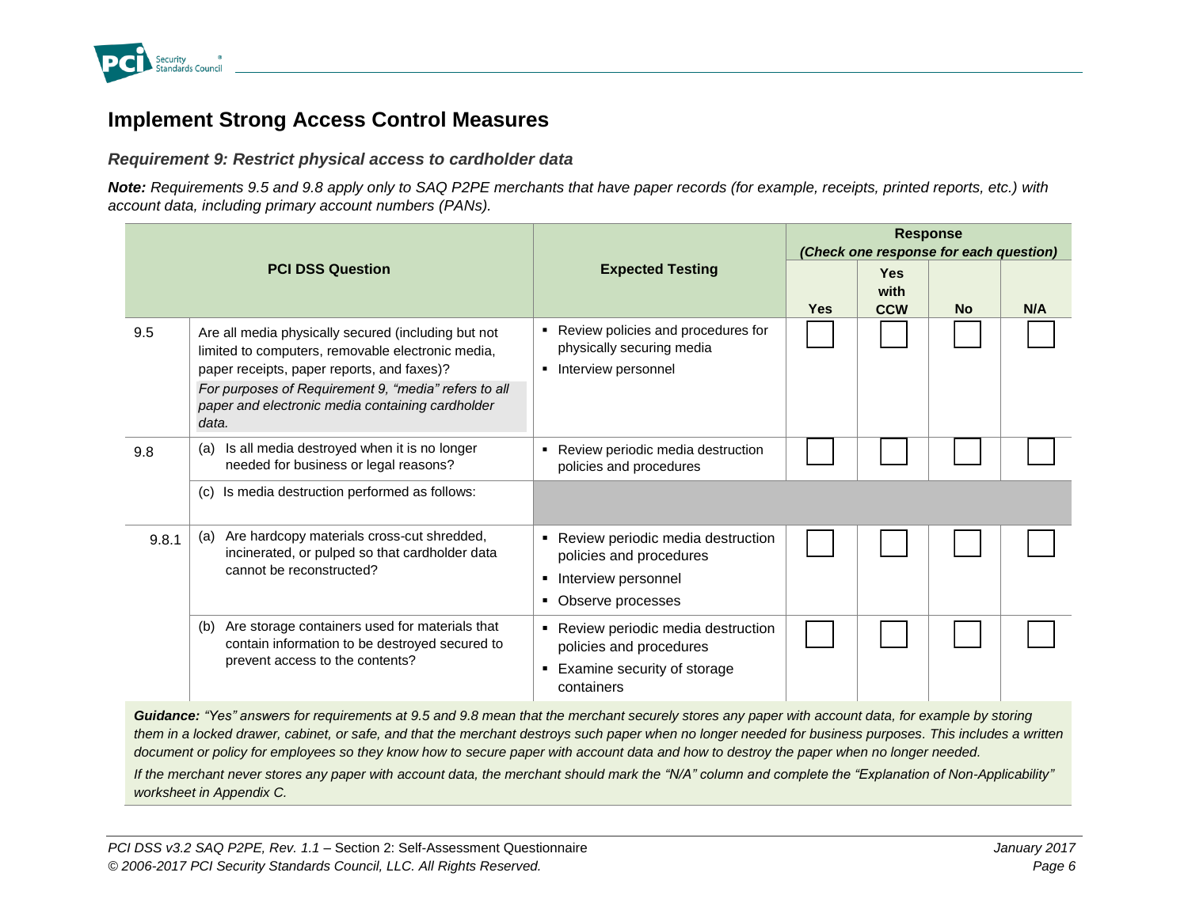## Implement Strong Access Control Measures

### *Requirement 9: Restrict physical access to cardholder data*

***Note:*** *Requirements 9.5 and 9.8 apply only to SAQ P2PE merchants that have paper records (for example, receipts, printed reports, etc.) with account data, including primary account numbers (PANs).*

| | PCI DSS Question | Expected Testing | Response *(Check one response for each question)* | | | |
|---|---|---|---|---|---|---|
| | | | **Yes** | **Yes with CCW** | **No** | **N/A** |
| 9.5 | Are all media physically secured (including but not limited to computers, removable electronic media, paper receipts, paper reports, and faxes)?<br>*For purposes of Requirement 9, "media" refers to all paper and electronic media containing cardholder data.* | ▪ Review policies and procedures for physically securing media<br>▪ Interview personnel | ☐ | ☐ | ☐ | ☐ |
| 9.8 | (a) Is all media destroyed when it is no longer needed for business or legal reasons? | ▪ Review periodic media destruction policies and procedures | ☐ | ☐ | ☐ | ☐ |
| | (c) Is media destruction performed as follows: | | | | | |
| 9.8.1 | (a) Are hardcopy materials cross-cut shredded, incinerated, or pulped so that cardholder data cannot be reconstructed? | ▪ Review periodic media destruction policies and procedures<br>▪ Interview personnel<br>▪ Observe processes | ☐ | ☐ | ☐ | ☐ |
| | (b) Are storage containers used for materials that contain information to be destroyed secured to prevent access to the contents? | ▪ Review periodic media destruction policies and procedures<br>▪ Examine security of storage containers | ☐ | ☐ | ☐ | ☐ |

***Guidance:*** *"Yes" answers for requirements at 9.5 and 9.8 mean that the merchant securely stores any paper with account data, for example by storing them in a locked drawer, cabinet, or safe, and that the merchant destroys such paper when no longer needed for business purposes. This includes a written document or policy for employees so they know how to secure paper with account data and how to destroy the paper when no longer needed.*

*If the merchant never stores any paper with account data, the merchant should mark the "N/A" column and complete the "Explanation of Non-Applicability" worksheet in Appendix C.*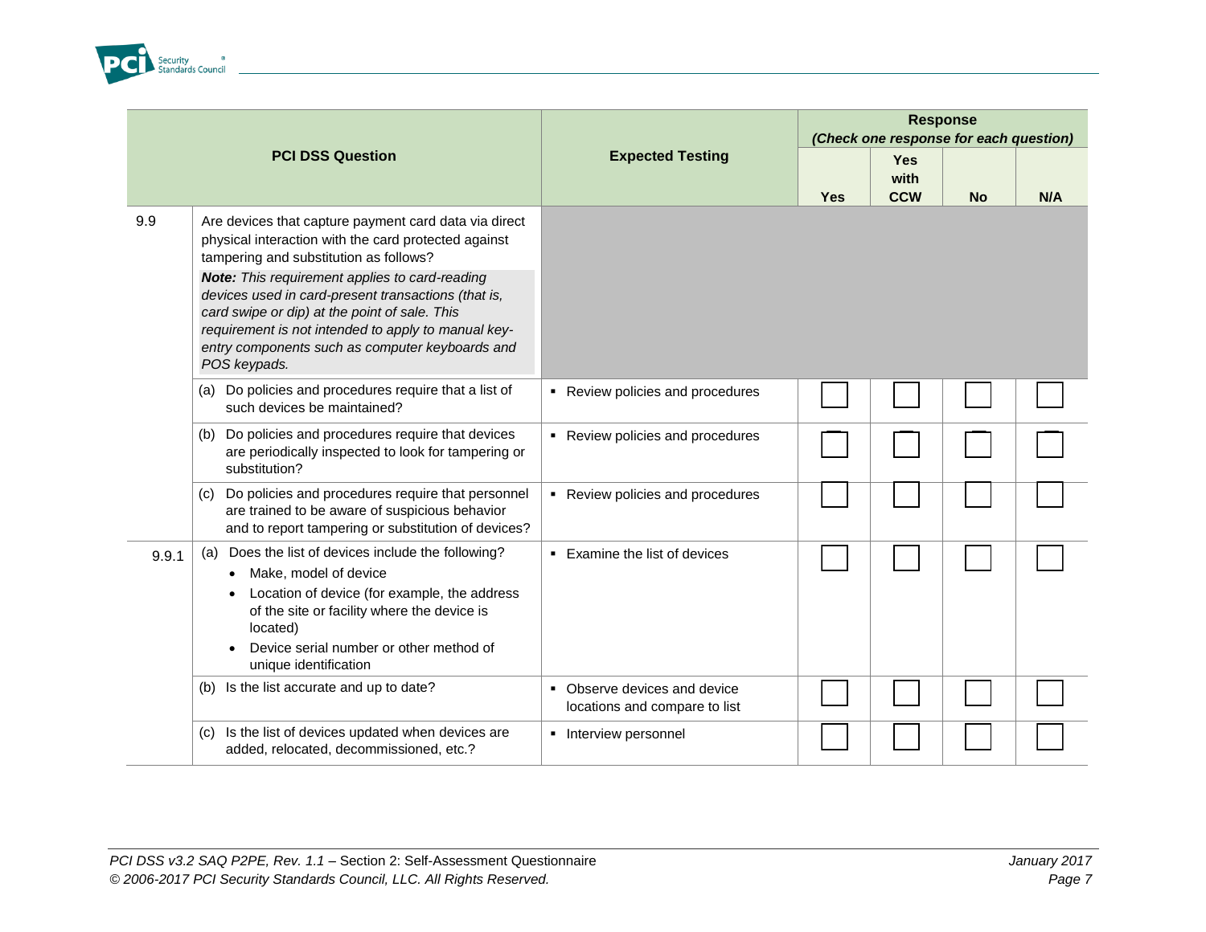| PCI DSS Question | | Expected Testing | Response (Check one response for each question) | | | |
|---|---|---|---|---|---|---|
| | | | Yes | Yes with CCW | No | N/A |
| 9.9 | Are devices that capture payment card data via direct physical interaction with the card protected against tampering and substitution as follows?<br>***Note:*** *This requirement applies to card-reading devices used in card-present transactions (that is, card swipe or dip) at the point of sale. This requirement is not intended to apply to manual key-entry components such as computer keyboards and POS keypads.* | | | | | |
| | (a) Do policies and procedures require that a list of such devices be maintained? | ▪ Review policies and procedures | ☐ | ☐ | ☐ | ☐ |
| | (b) Do policies and procedures require that devices are periodically inspected to look for tampering or substitution? | ▪ Review policies and procedures | ☐ | ☐ | ☐ | ☐ |
| | (c) Do policies and procedures require that personnel are trained to be aware of suspicious behavior and to report tampering or substitution of devices? | ▪ Review policies and procedures | ☐ | ☐ | ☐ | ☐ |
| 9.9.1 | (a) Does the list of devices include the following?<br>• Make, model of device<br>• Location of device (for example, the address of the site or facility where the device is located)<br>• Device serial number or other method of unique identification | ▪ Examine the list of devices | ☐ | ☐ | ☐ | ☐ |
| | (b) Is the list accurate and up to date? | ▪ Observe devices and device locations and compare to list | ☐ | ☐ | ☐ | ☐ |
| | (c) Is the list of devices updated when devices are added, relocated, decommissioned, etc.? | ▪ Interview personnel | ☐ | ☐ | ☐ | ☐ |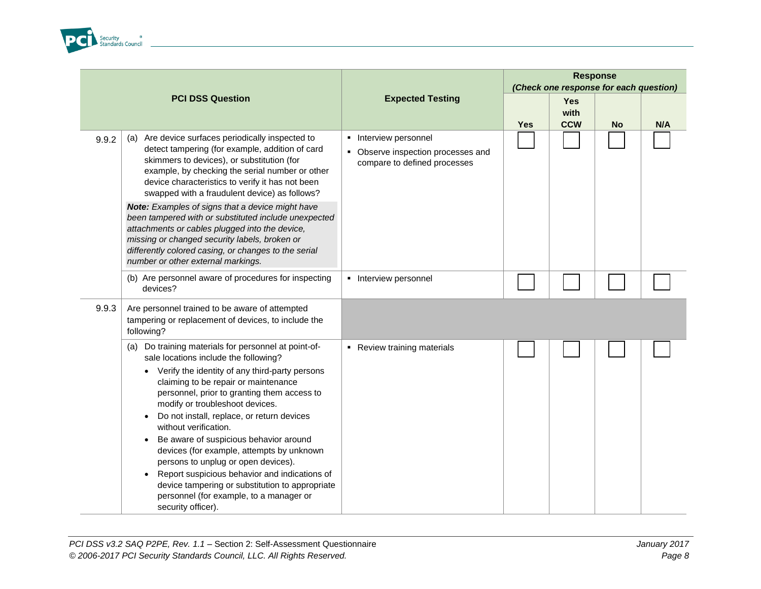| | PCI DSS Question | Expected Testing | Response *(Check one response for each question)* | | | |
|---|---|---|---|---|---|---|
| | | | Yes | Yes with CCW | No | N/A |
| 9.9.2 | (a) Are device surfaces periodically inspected to detect tampering (for example, addition of card skimmers to devices), or substitution (for example, by checking the serial number or other device characteristics to verify it has not been swapped with a fraudulent device) as follows?<br><br>***Note:*** *Examples of signs that a device might have been tampered with or substituted include unexpected attachments or cables plugged into the device, missing or changed security labels, broken or differently colored casing, or changes to the serial number or other external markings.* | ▪ Interview personnel<br>▪ Observe inspection processes and compare to defined processes | ☐ | ☐ | ☐ | ☐ |
| | (b) Are personnel aware of procedures for inspecting devices? | ▪ Interview personnel | ☐ | ☐ | ☐ | ☐ |
| 9.9.3 | Are personnel trained to be aware of attempted tampering or replacement of devices, to include the following? | | | | | |
| | (a) Do training materials for personnel at point-of-sale locations include the following?<br>• Verify the identity of any third-party persons claiming to be repair or maintenance personnel, prior to granting them access to modify or troubleshoot devices.<br>• Do not install, replace, or return devices without verification.<br>• Be aware of suspicious behavior around devices (for example, attempts by unknown persons to unplug or open devices).<br>• Report suspicious behavior and indications of device tampering or substitution to appropriate personnel (for example, to a manager or security officer). | ▪ Review training materials | ☐ | ☐ | ☐ | ☐ |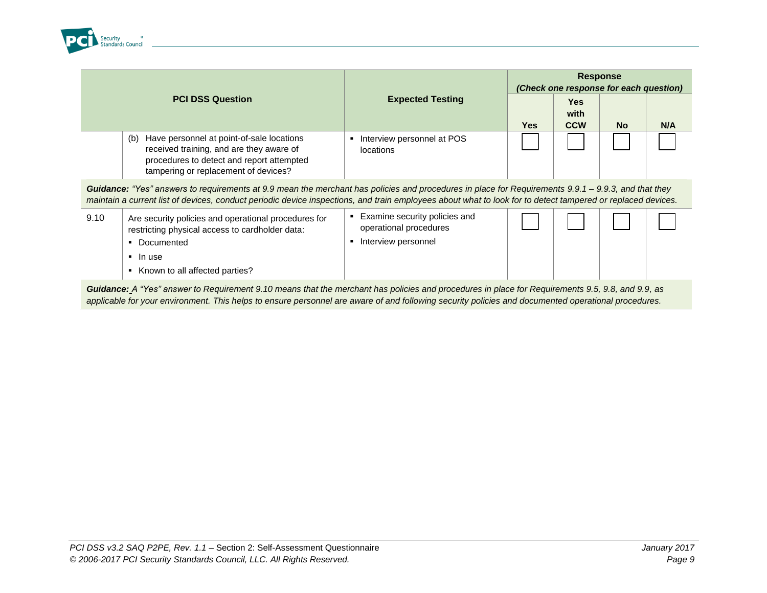| PCI DSS Question | | Expected Testing | Response (Check one response for each question) | | | |
|---|---|---|---|---|---|---|
| | | | Yes | Yes with CCW | No | N/A |
| | (b) Have personnel at point-of-sale locations received training, and are they aware of procedures to detect and report attempted tampering or replacement of devices? | ▪ Interview personnel at POS locations | ☐ | ☐ | ☐ | ☐ |
| ***Guidance:*** *"Yes" answers to requirements at 9.9 mean the merchant has policies and procedures in place for Requirements 9.9.1 – 9.9.3, and that they maintain a current list of devices, conduct periodic device inspections, and train employees about what to look for to detect tampered or replaced devices.* | | | | | | |
| 9.10 | Are security policies and operational procedures for restricting physical access to cardholder data:<br>▪ Documented<br>▪ In use<br>▪ Known to all affected parties? | ▪ Examine security policies and operational procedures<br>▪ Interview personnel | ☐ | ☐ | ☐ | ☐ |
| ***Guidance:*** *A "Yes" answer to Requirement 9.10 means that the merchant has policies and procedures in place for Requirements 9.5, 9.8, and 9.9, as applicable for your environment. This helps to ensure personnel are aware of and following security policies and documented operational procedures.* | | | | | | |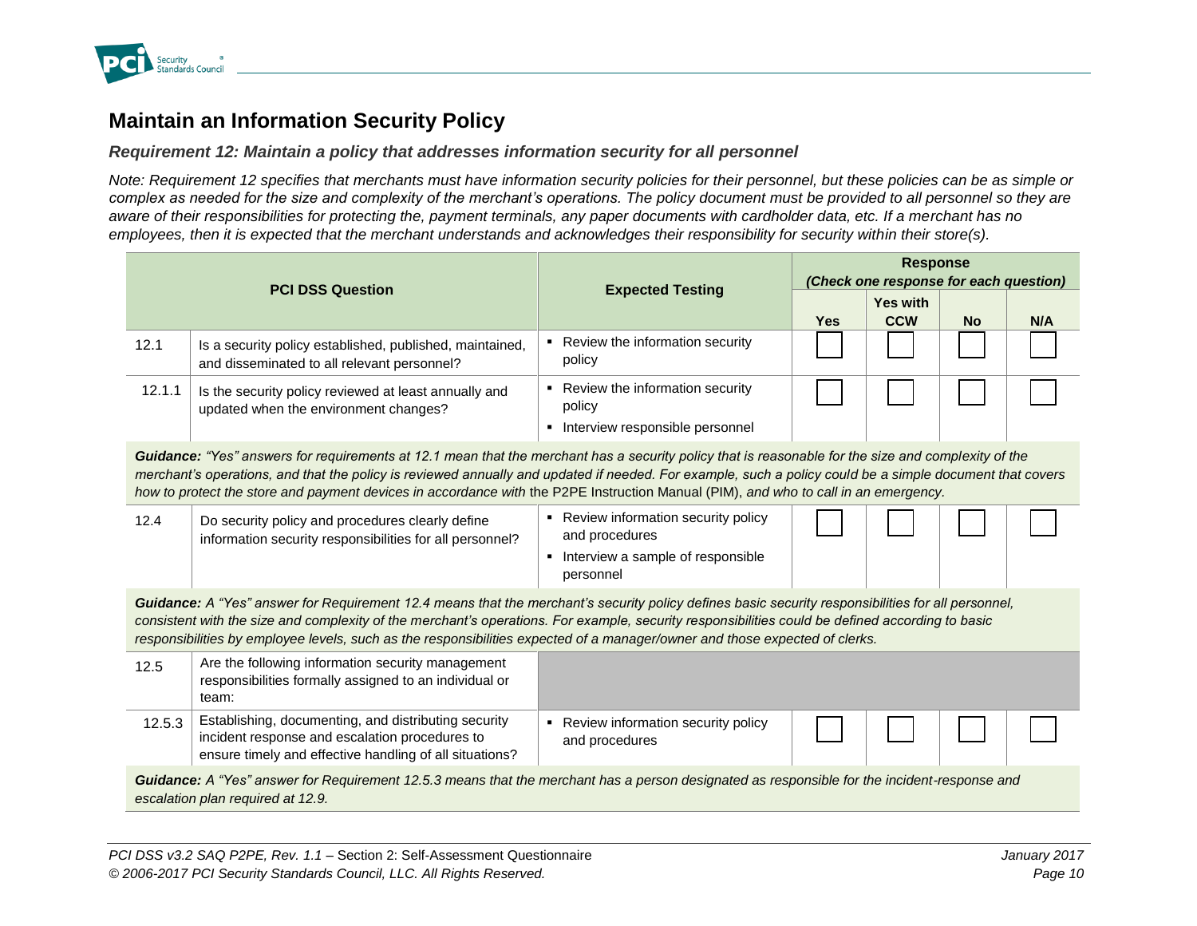## Maintain an Information Security Policy

### *Requirement 12: Maintain a policy that addresses information security for all personnel*

*Note: Requirement 12 specifies that merchants must have information security policies for their personnel, but these policies can be as simple or complex as needed for the size and complexity of the merchant's operations. The policy document must be provided to all personnel so they are aware of their responsibilities for protecting the, payment terminals, any paper documents with cardholder data, etc. If a merchant has no employees, then it is expected that the merchant understands and acknowledges their responsibility for security within their store(s).*

| PCI DSS Question | | Expected Testing | Response *(Check one response for each question)* | | | |
|---|---|---|---|---|---|---|
| | | | Yes | Yes with CCW | No | N/A |
| 12.1 | Is a security policy established, published, maintained, and disseminated to all relevant personnel? | ▪ Review the information security policy | ☐ | ☐ | ☐ | ☐ |
| 12.1.1 | Is the security policy reviewed at least annually and updated when the environment changes? | ▪ Review the information security policy<br>▪ Interview responsible personnel | ☐ | ☐ | ☐ | ☐ |
| ***Guidance:*** *"Yes" answers for requirements at 12.1 mean that the merchant has a security policy that is reasonable for the size and complexity of the merchant's operations, and that the policy is reviewed annually and updated if needed. For example, such a policy could be a simple document that covers how to protect the store and payment devices in accordance with* the P2PE Instruction Manual (PIM), *and who to call in an emergency.* | | | | | | |
| 12.4 | Do security policy and procedures clearly define information security responsibilities for all personnel? | ▪ Review information security policy and procedures<br>▪ Interview a sample of responsible personnel | ☐ | ☐ | ☐ | ☐ |
| ***Guidance:*** *A "Yes" answer for Requirement 12.4 means that the merchant's security policy defines basic security responsibilities for all personnel, consistent with the size and complexity of the merchant's operations. For example, security responsibilities could be defined according to basic responsibilities by employee levels, such as the responsibilities expected of a manager/owner and those expected of clerks.* | | | | | | |
| 12.5 | Are the following information security management responsibilities formally assigned to an individual or team: | | | | | |
| 12.5.3 | Establishing, documenting, and distributing security incident response and escalation procedures to ensure timely and effective handling of all situations? | ▪ Review information security policy and procedures | ☐ | ☐ | ☐ | ☐ |
| ***Guidance:*** *A "Yes" answer for Requirement 12.5.3 means that the merchant has a person designated as responsible for the incident-response and escalation plan required at 12.9.* | | | | | | |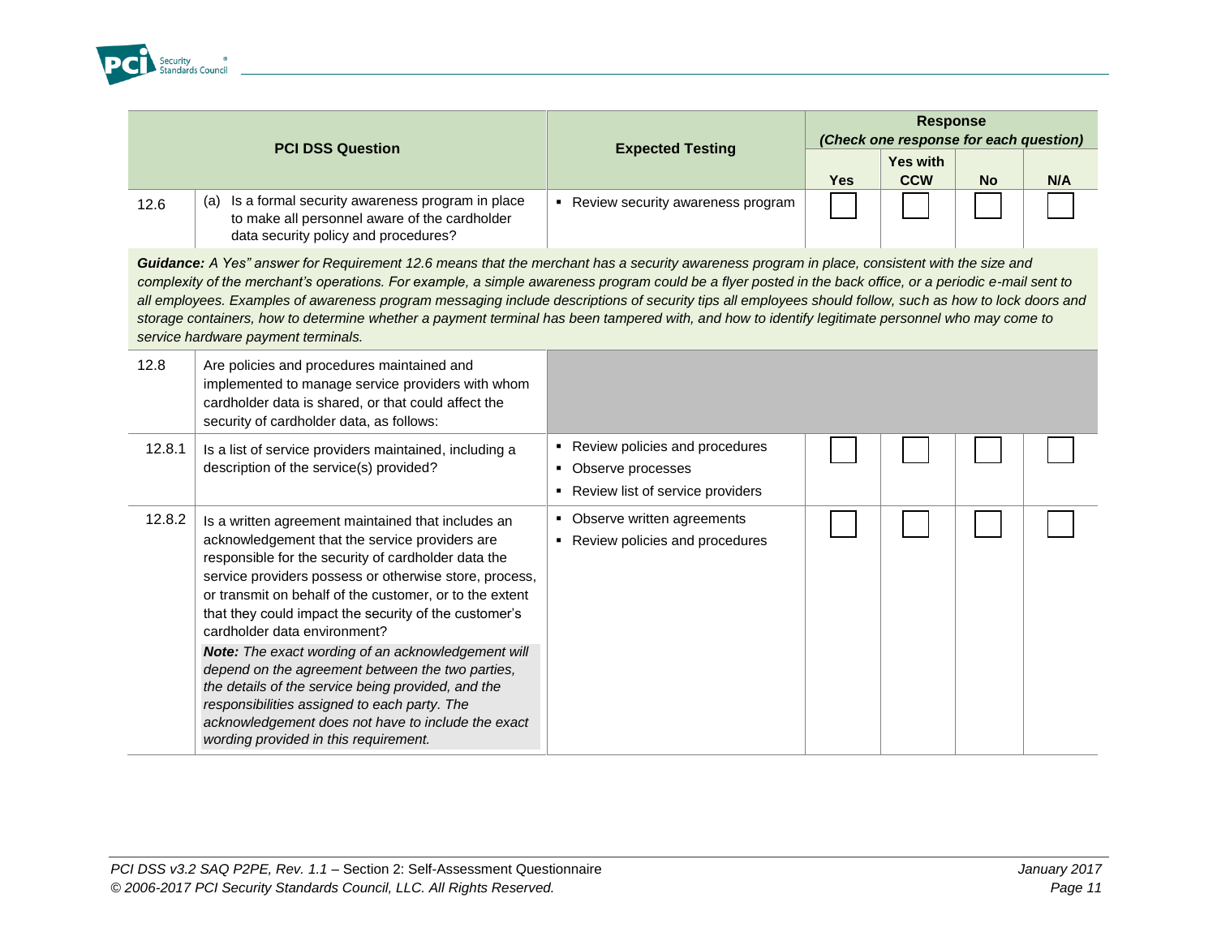| PCI DSS Question | | Expected Testing | Response *(Check one response for each question)* | | | |
|---|---|---|---|---|---|---|
| | | | Yes | Yes with CCW | No | N/A |
| 12.6 | (a) Is a formal security awareness program in place to make all personnel aware of the cardholder data security policy and procedures? | ▪ Review security awareness program | ☐ | ☐ | ☐ | ☐ |
| ***Guidance:*** *A Yes" answer for Requirement 12.6 means that the merchant has a security awareness program in place, consistent with the size and complexity of the merchant's operations. For example, a simple awareness program could be a flyer posted in the back office, or a periodic e-mail sent to all employees. Examples of awareness program messaging include descriptions of security tips all employees should follow, such as how to lock doors and storage containers, how to determine whether a payment terminal has been tampered with, and how to identify legitimate personnel who may come to service hardware payment terminals.* | | | | | | |
| 12.8 | Are policies and procedures maintained and implemented to manage service providers with whom cardholder data is shared, or that could affect the security of cardholder data, as follows: | | | | | |
| 12.8.1 | Is a list of service providers maintained, including a description of the service(s) provided? | ▪ Review policies and procedures<br>▪ Observe processes<br>▪ Review list of service providers | ☐ | ☐ | ☐ | ☐ |
| 12.8.2 | Is a written agreement maintained that includes an acknowledgement that the service providers are responsible for the security of cardholder data the service providers possess or otherwise store, process, or transmit on behalf of the customer, or to the extent that they could impact the security of the customer's cardholder data environment?<br>***Note:*** *The exact wording of an acknowledgement will depend on the agreement between the two parties, the details of the service being provided, and the responsibilities assigned to each party. The acknowledgement does not have to include the exact wording provided in this requirement.* | ▪ Observe written agreements<br>▪ Review policies and procedures | ☐ | ☐ | ☐ | ☐ |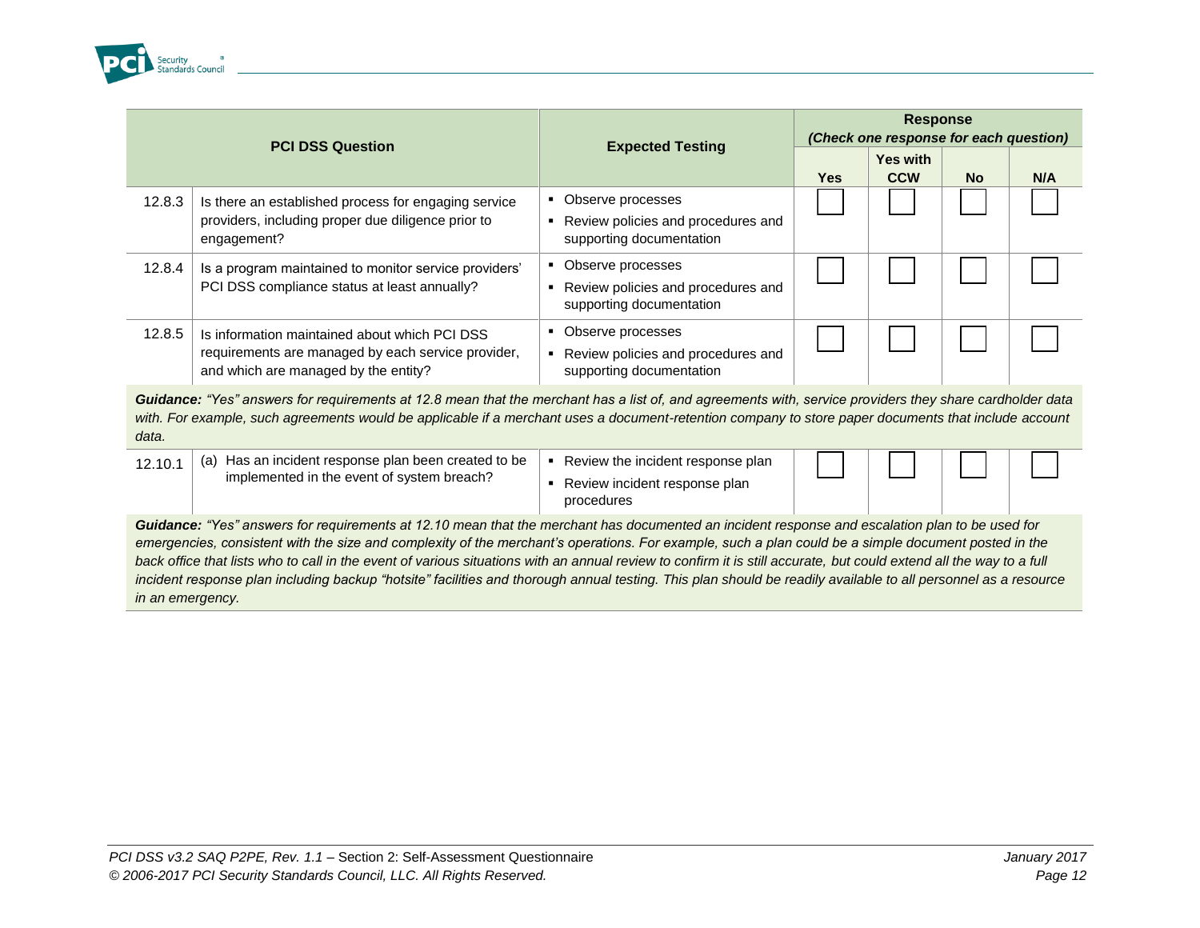| PCI DSS Question | | Expected Testing | Response (Check one response for each question) | | | |
|---|---|---|---|---|---|---|
| | | | Yes | Yes with CCW | No | N/A |
| 12.8.3 | Is there an established process for engaging service providers, including proper due diligence prior to engagement? | ▪ Observe processes<br>▪ Review policies and procedures and supporting documentation | ☐ | ☐ | ☐ | ☐ |
| 12.8.4 | Is a program maintained to monitor service providers' PCI DSS compliance status at least annually? | ▪ Observe processes<br>▪ Review policies and procedures and supporting documentation | ☐ | ☐ | ☐ | ☐ |
| 12.8.5 | Is information maintained about which PCI DSS requirements are managed by each service provider, and which are managed by the entity? | ▪ Observe processes<br>▪ Review policies and procedures and supporting documentation | ☐ | ☐ | ☐ | ☐ |
| ***Guidance:*** *"Yes" answers for requirements at 12.8 mean that the merchant has a list of, and agreements with, service providers they share cardholder data with. For example, such agreements would be applicable if a merchant uses a document-retention company to store paper documents that include account data.* | | | | | | |
| 12.10.1 | (a) Has an incident response plan been created to be implemented in the event of system breach? | ▪ Review the incident response plan<br>▪ Review incident response plan procedures | ☐ | ☐ | ☐ | ☐ |
| ***Guidance:*** *"Yes" answers for requirements at 12.10 mean that the merchant has documented an incident response and escalation plan to be used for emergencies, consistent with the size and complexity of the merchant's operations. For example, such a plan could be a simple document posted in the back office that lists who to call in the event of various situations with an annual review to confirm it is still accurate, but could extend all the way to a full incident response plan including backup "hotsite" facilities and thorough annual testing. This plan should be readily available to all personnel as a resource in an emergency.* | | | | | | |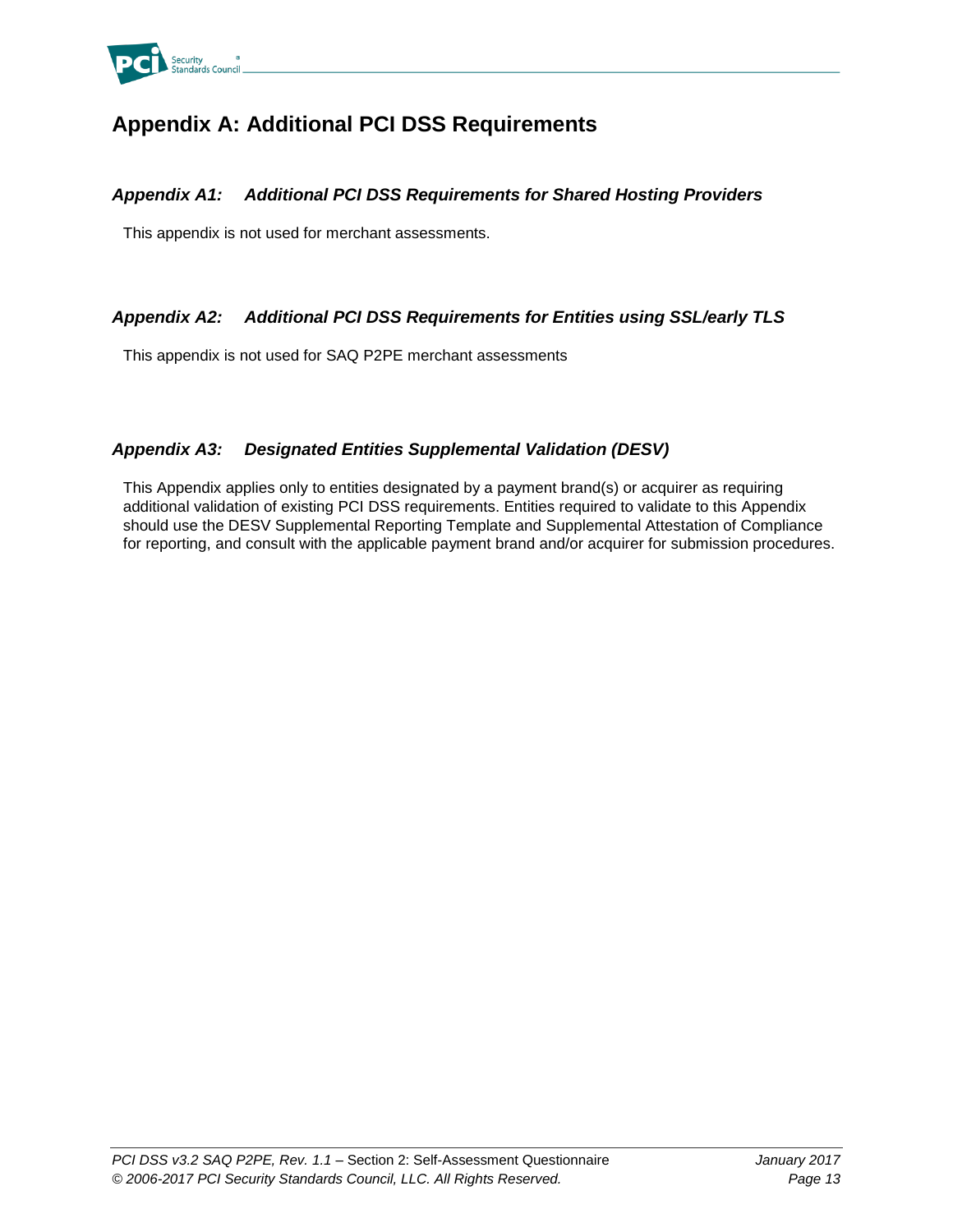# Appendix A: Additional PCI DSS Requirements

## *Appendix A1: Additional PCI DSS Requirements for Shared Hosting Providers*

This appendix is not used for merchant assessments.

## *Appendix A2: Additional PCI DSS Requirements for Entities using SSL/early TLS*

This appendix is not used for SAQ P2PE merchant assessments

## *Appendix A3: Designated Entities Supplemental Validation (DESV)*

This Appendix applies only to entities designated by a payment brand(s) or acquirer as requiring additional validation of existing PCI DSS requirements. Entities required to validate to this Appendix should use the DESV Supplemental Reporting Template and Supplemental Attestation of Compliance for reporting, and consult with the applicable payment brand and/or acquirer for submission procedures.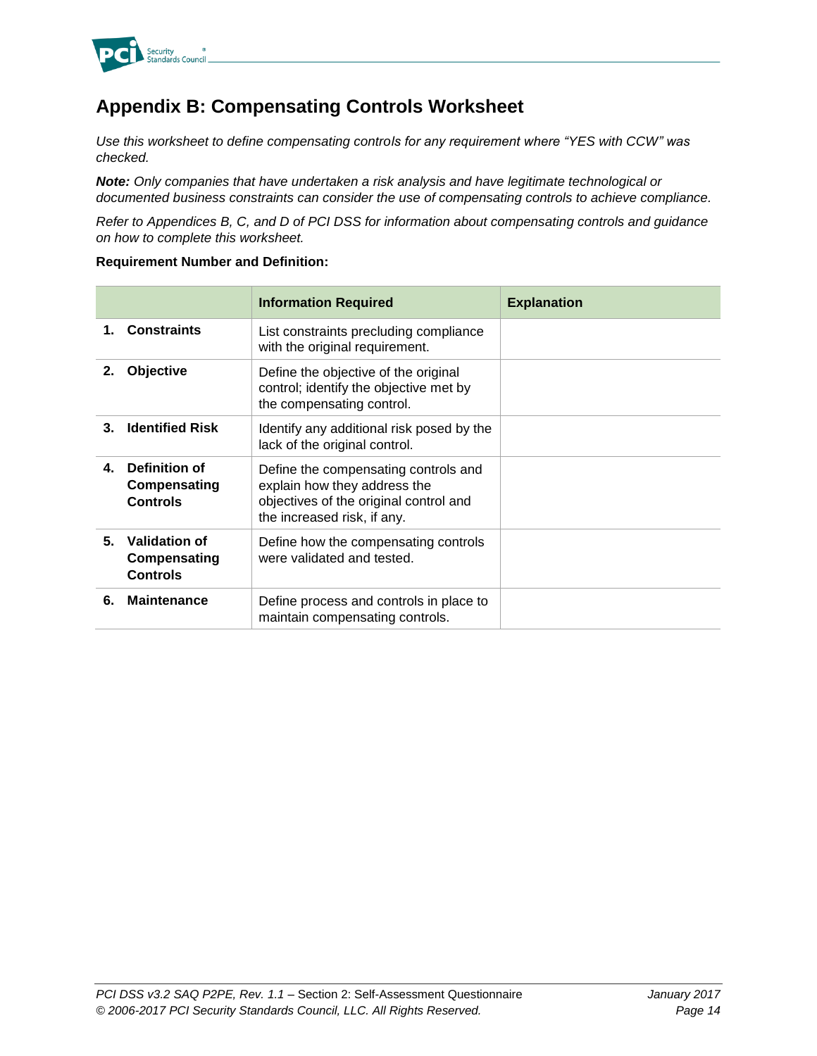## Appendix B: Compensating Controls Worksheet

*Use this worksheet to define compensating controls for any requirement where "YES with CCW" was checked.*

***Note:** Only companies that have undertaken a risk analysis and have legitimate technological or documented business constraints can consider the use of compensating controls to achieve compliance.*

*Refer to Appendices B, C, and D of PCI DSS for information about compensating controls and guidance on how to complete this worksheet.*

**Requirement Number and Definition:**

| | **Information Required** | **Explanation** |
|---|---|---|
| **1. Constraints** | List constraints precluding compliance with the original requirement. | |
| **2. Objective** | Define the objective of the original control; identify the objective met by the compensating control. | |
| **3. Identified Risk** | Identify any additional risk posed by the lack of the original control. | |
| **4. Definition of Compensating Controls** | Define the compensating controls and explain how they address the objectives of the original control and the increased risk, if any. | |
| **5. Validation of Compensating Controls** | Define how the compensating controls were validated and tested. | |
| **6. Maintenance** | Define process and controls in place to maintain compensating controls. | |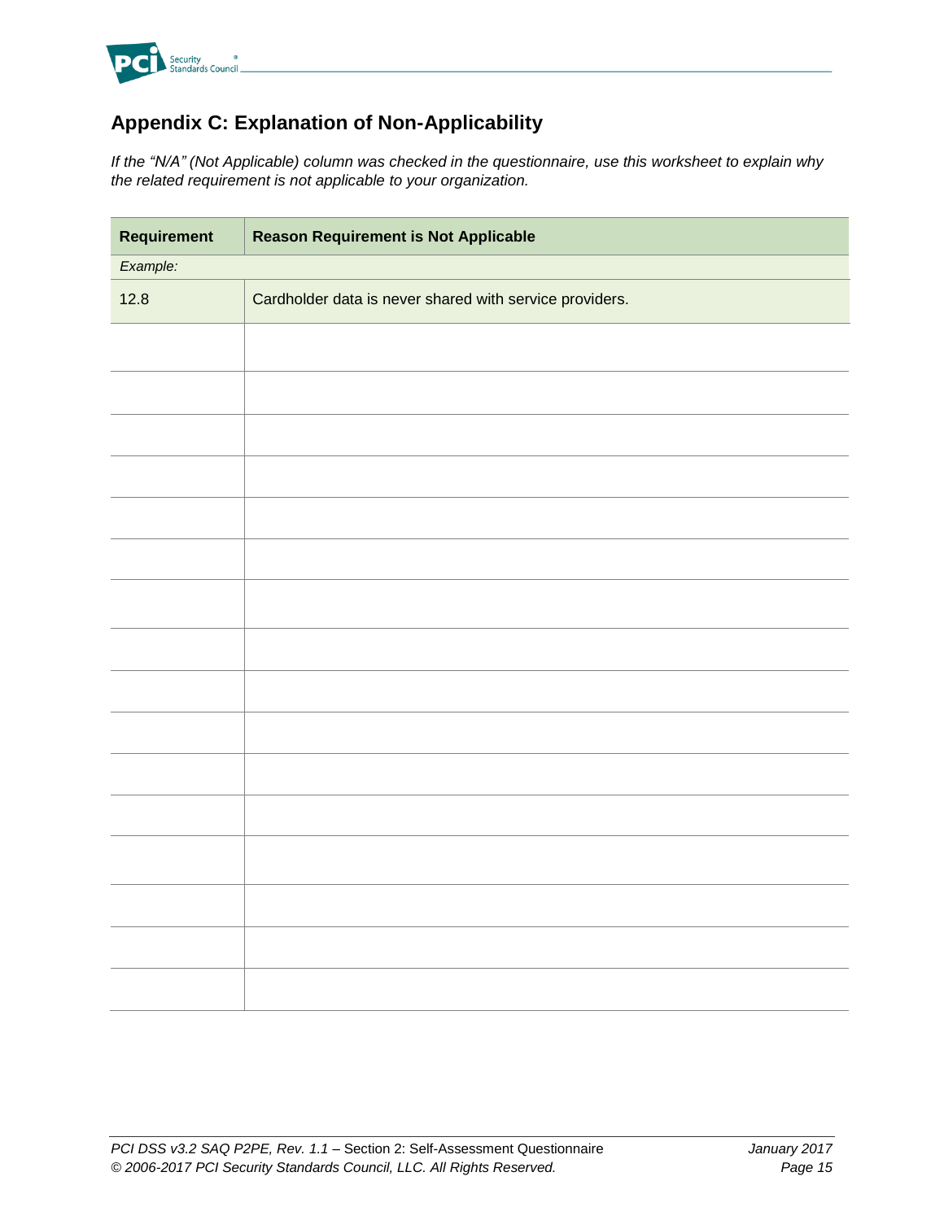## Appendix C: Explanation of Non-Applicability

*If the "N/A" (Not Applicable) column was checked in the questionnaire, use this worksheet to explain why the related requirement is not applicable to your organization.*

| Requirement | Reason Requirement is Not Applicable |
|---|---|
| *Example:* | |
| 12.8 | Cardholder data is never shared with service providers. |
| | |
| | |
| | |
| | |
| | |
| | |
| | |
| | |
| | |
| | |
| | |
| | |
| | |
| | |
| | |
| | |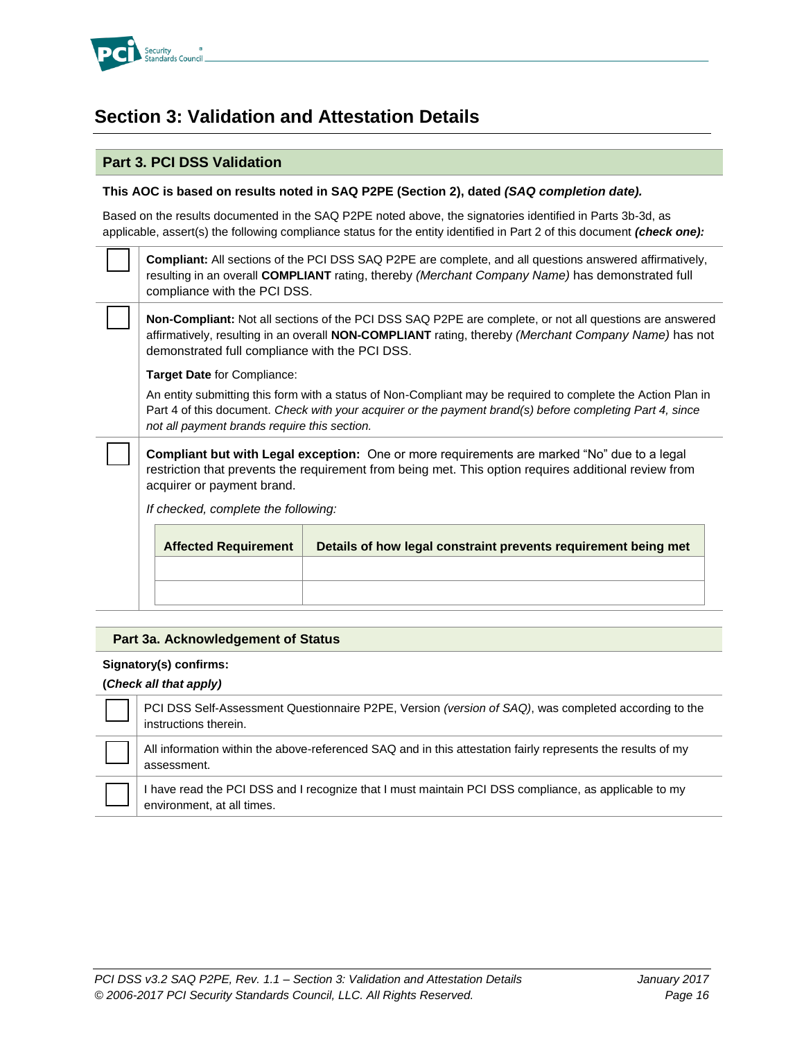# Section 3: Validation and Attestation Details

## Part 3. PCI DSS Validation

**This AOC is based on results noted in SAQ P2PE (Section 2), dated *(SAQ completion date).***

Based on the results documented in the SAQ P2PE noted above, the signatories identified in Parts 3b-3d, as applicable, assert(s) the following compliance status for the entity identified in Part 2 of this document ***(check one):***

| | |
|---|---|
| ☐ | **Compliant:** All sections of the PCI DSS SAQ P2PE are complete, and all questions answered affirmatively, resulting in an overall **COMPLIANT** rating, thereby *(Merchant Company Name)* has demonstrated full compliance with the PCI DSS. |
| ☐ | **Non-Compliant:** Not all sections of the PCI DSS SAQ P2PE are complete, or not all questions are answered affirmatively, resulting in an overall **NON-COMPLIANT** rating, thereby *(Merchant Company Name)* has not demonstrated full compliance with the PCI DSS.<br><br>**Target Date** for Compliance:<br><br>An entity submitting this form with a status of Non-Compliant may be required to complete the Action Plan in Part 4 of this document. *Check with your acquirer or the payment brand(s) before completing Part 4, since not all payment brands require this section.* |
| ☐ | **Compliant but with Legal exception:** One or more requirements are marked "No" due to a legal restriction that prevents the requirement from being met. This option requires additional review from acquirer or payment brand.<br><br>*If checked, complete the following:* |

| Affected Requirement | Details of how legal constraint prevents requirement being met |
|---|---|
| | |
| | |

### Part 3a. Acknowledgement of Status

**Signatory(s) confirms:**

**(*Check all that apply)***

| | |
|---|---|
| ☐ | PCI DSS Self-Assessment Questionnaire P2PE, Version *(version of SAQ)*, was completed according to the instructions therein. |
| ☐ | All information within the above-referenced SAQ and in this attestation fairly represents the results of my assessment. |
| ☐ | I have read the PCI DSS and I recognize that I must maintain PCI DSS compliance, as applicable to my environment, at all times. |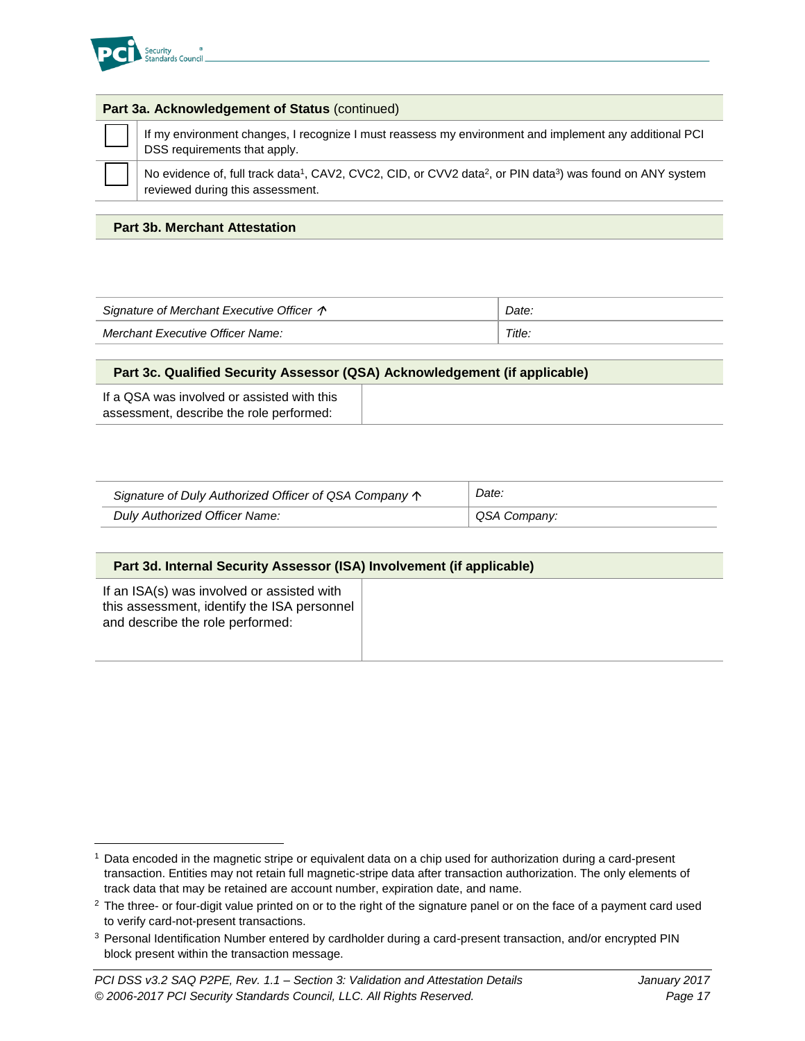| **Part 3a. Acknowledgement of Status** (continued) | |
|---|---|
| ☐ | If my environment changes, I recognize I must reassess my environment and implement any additional PCI DSS requirements that apply. |
| ☐ | No evidence of, full track data[1], CAV2, CVC2, CID, or CVV2 data[2], or PIN data[3]) was found on ANY system reviewed during this assessment. |

**Part 3b. Merchant Attestation**

| *Signature of Merchant Executive Officer* ↑ | *Date:* |
|---|---|
| *Merchant Executive Officer Name:* | *Title:* |

**Part 3c. Qualified Security Assessor (QSA) Acknowledgement (if applicable)**

| If a QSA was involved or assisted with this assessment, describe the role performed: | |
|---|---|

| *Signature of Duly Authorized Officer of QSA Company* ↑ | *Date:* |
|---|---|
| *Duly Authorized Officer Name:* | *QSA Company:* |

**Part 3d. Internal Security Assessor (ISA) Involvement (if applicable)**

| If an ISA(s) was involved or assisted with this assessment, identify the ISA personnel and describe the role performed: | |
|---|---|

[1] Data encoded in the magnetic stripe or equivalent data on a chip used for authorization during a card-present transaction. Entities may not retain full magnetic-stripe data after transaction authorization. The only elements of track data that may be retained are account number, expiration date, and name.

[2] The three- or four-digit value printed on or to the right of the signature panel or on the face of a payment card used to verify card-not-present transactions.

[3] Personal Identification Number entered by cardholder during a card-present transaction, and/or encrypted PIN block present within the transaction message.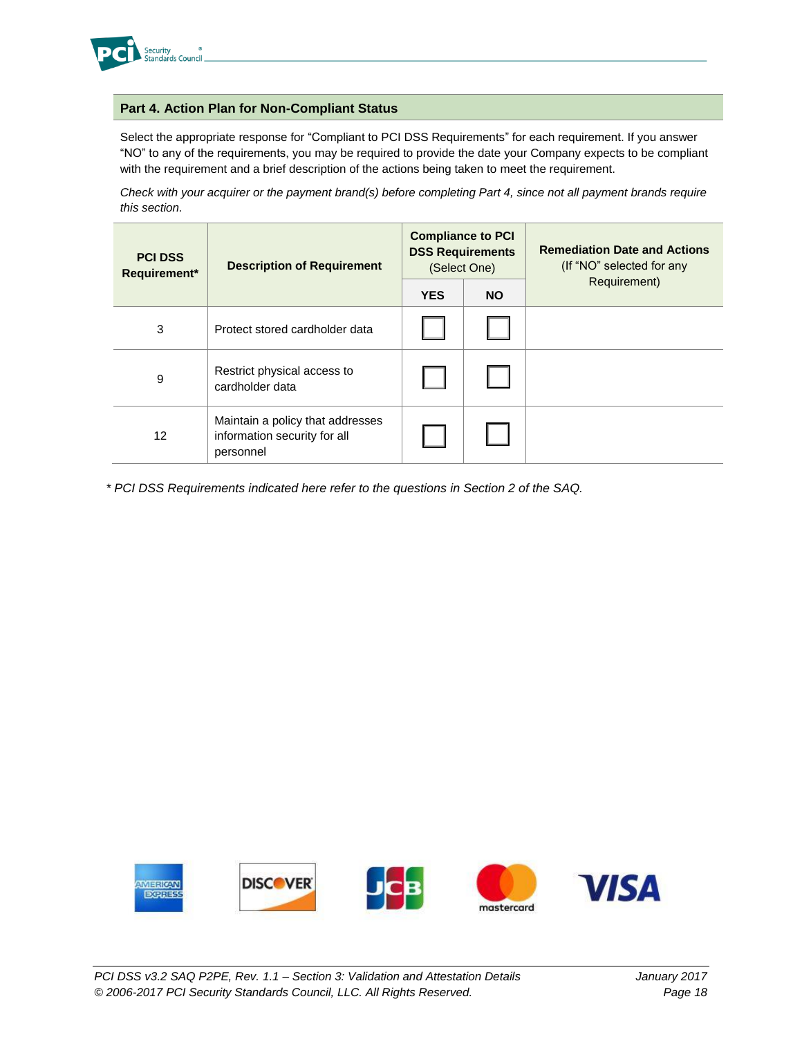## Part 4. Action Plan for Non-Compliant Status

Select the appropriate response for "Compliant to PCI DSS Requirements" for each requirement. If you answer "NO" to any of the requirements, you may be required to provide the date your Company expects to be compliant with the requirement and a brief description of the actions being taken to meet the requirement.

*Check with your acquirer or the payment brand(s) before completing Part 4, since not all payment brands require this section.*

| **PCI DSS Requirement*** | **Description of Requirement** | **Compliance to PCI DSS Requirements** (Select One) | | **Remediation Date and Actions** (If "NO" selected for any Requirement) |
|---|---|---|---|---|
| | | **YES** | **NO** | |
| 3 | Protect stored cardholder data | ☐ | ☐ | |
| 9 | Restrict physical access to cardholder data | ☐ | ☐ | |
| 12 | Maintain a policy that addresses information security for all personnel | ☐ | ☐ | |

*\* PCI DSS Requirements indicated here refer to the questions in Section 2 of the SAQ.*